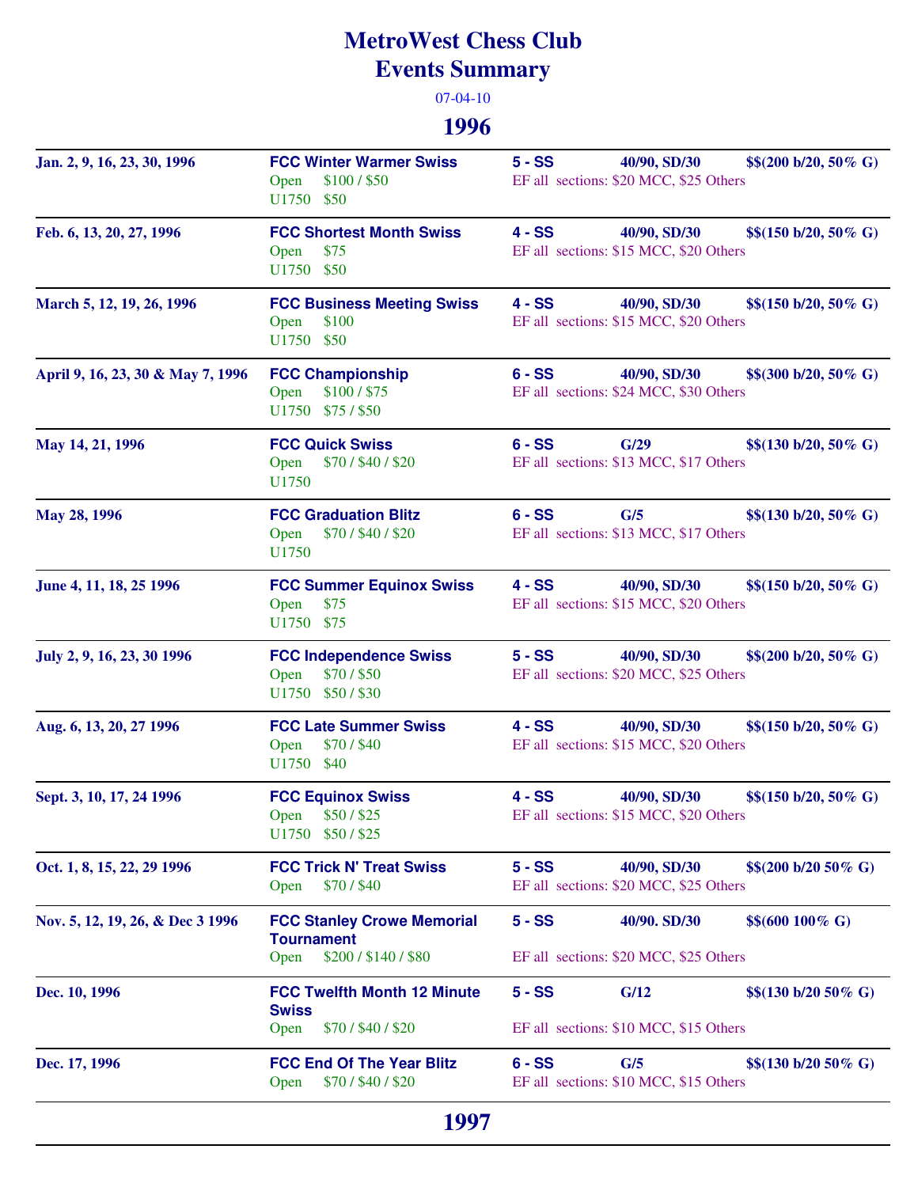# MetroWest Chess Club
# Events Summary

07-04-10

## 1996

| Dates | Event / Prizes | Rounds / Time Control / Prize Fund / Entry Fees |
|---|---|---|
| Jan. 2, 9, 16, 23, 30, 1996 | **FCC Winter Warmer Swiss**<br>Open $100 / $50<br>U1750 $50 | **5 - SS** **40/90, SD/30** **$$(200 b/20, 50% G)**<br>EF all sections: $20 MCC, $25 Others |
| Feb. 6, 13, 20, 27, 1996 | **FCC Shortest Month Swiss**<br>Open $75<br>U1750 $50 | **4 - SS** **40/90, SD/30** **$$(150 b/20, 50% G)**<br>EF all sections: $15 MCC, $20 Others |
| March 5, 12, 19, 26, 1996 | **FCC Business Meeting Swiss**<br>Open $100<br>U1750 $50 | **4 - SS** **40/90, SD/30** **$$(150 b/20, 50% G)**<br>EF all sections: $15 MCC, $20 Others |
| April 9, 16, 23, 30 & May 7, 1996 | **FCC Championship**<br>Open $100 / $75<br>U1750 $75 / $50 | **6 - SS** **40/90, SD/30** **$$(300 b/20, 50% G)**<br>EF all sections: $24 MCC, $30 Others |
| May 14, 21, 1996 | **FCC Quick Swiss**<br>Open $70 / $40 / $20<br>U1750 | **6 - SS** **G/29** **$$(130 b/20, 50% G)**<br>EF all sections: $13 MCC, $17 Others |
| May 28, 1996 | **FCC Graduation Blitz**<br>Open $70 / $40 / $20<br>U1750 | **6 - SS** **G/5** **$$(130 b/20, 50% G)**<br>EF all sections: $13 MCC, $17 Others |
| June 4, 11, 18, 25 1996 | **FCC Summer Equinox Swiss**<br>Open $75<br>U1750 $75 | **4 - SS** **40/90, SD/30** **$$(150 b/20, 50% G)**<br>EF all sections: $15 MCC, $20 Others |
| July 2, 9, 16, 23, 30 1996 | **FCC Independence Swiss**<br>Open $70 / $50<br>U1750 $50 / $30 | **5 - SS** **40/90, SD/30** **$$(200 b/20, 50% G)**<br>EF all sections: $20 MCC, $25 Others |
| Aug. 6, 13, 20, 27 1996 | **FCC Late Summer Swiss**<br>Open $70 / $40<br>U1750 $40 | **4 - SS** **40/90, SD/30** **$$(150 b/20, 50% G)**<br>EF all sections: $15 MCC, $20 Others |
| Sept. 3, 10, 17, 24 1996 | **FCC Equinox Swiss**<br>Open $50 / $25<br>U1750 $50 / $25 | **4 - SS** **40/90, SD/30** **$$(150 b/20, 50% G)**<br>EF all sections: $15 MCC, $20 Others |
| Oct. 1, 8, 15, 22, 29 1996 | **FCC Trick N' Treat Swiss**<br>Open $70 / $40 | **5 - SS** **40/90, SD/30** **$$(200 b/20 50% G)**<br>EF all sections: $20 MCC, $25 Others |
| Nov. 5, 12, 19, 26, & Dec 3 1996 | **FCC Stanley Crowe Memorial Tournament**<br>Open $200 / $140 / $80 | **5 - SS** **40/90. SD/30** **$$(600 100% G)**<br>EF all sections: $20 MCC, $25 Others |
| Dec. 10, 1996 | **FCC Twelfth Month 12 Minute Swiss**<br>Open $70 / $40 / $20 | **5 - SS** **G/12** **$$(130 b/20 50% G)**<br>EF all sections: $10 MCC, $15 Others |
| Dec. 17, 1996 | **FCC End Of The Year Blitz**<br>Open $70 / $40 / $20 | **6 - SS** **G/5** **$$(130 b/20 50% G)**<br>EF all sections: $10 MCC, $15 Others |

## 1997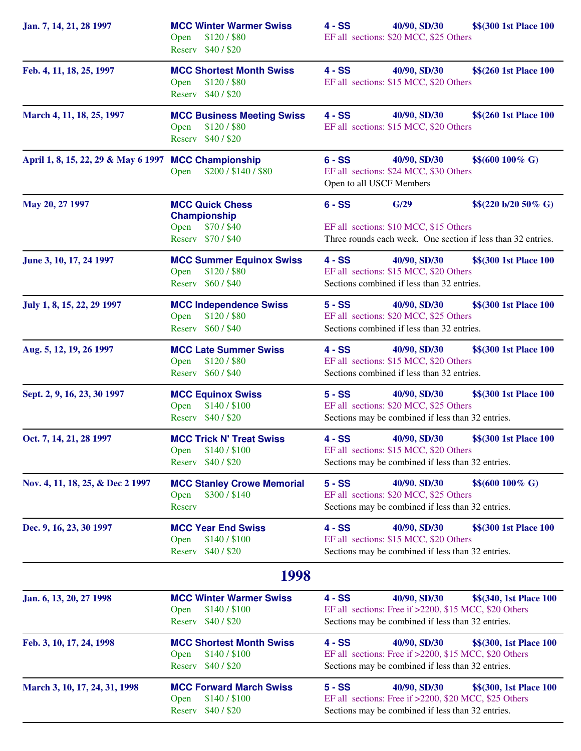| Dates | Event | Details |
|---|---|---|
| Jan. 7, 14, 21, 28 1997 | **MCC Winter Warmer Swiss**<br>Open $120 / $80<br>Reserv $40 / $20 | **4 - SS** **40/90, SD/30** **$$(300 1st Place 100**<br>EF all sections: $20 MCC, $25 Others |
| Feb. 4, 11, 18, 25, 1997 | **MCC Shortest Month Swiss**<br>Open $120 / $80<br>Reserv $40 / $20 | **4 - SS** **40/90, SD/30** **$$(260 1st Place 100**<br>EF all sections: $15 MCC, $20 Others |
| March 4, 11, 18, 25, 1997 | **MCC Business Meeting Swiss**<br>Open $120 / $80<br>Reserv $40 / $20 | **4 - SS** **40/90, SD/30** **$$(260 1st Place 100**<br>EF all sections: $15 MCC, $20 Others |
| April 1, 8, 15, 22, 29 & May 6 1997 | **MCC Championship**<br>Open $200 / $140 / $80 | **6 - SS** **40/90, SD/30** **$$(600 100% G)**<br>EF all sections: $24 MCC, $30 Others<br>Open to all USCF Members |
| May 20, 27 1997 | **MCC Quick Chess Championship**<br>Open $70 / $40<br>Reserv $70 / $40 | **6 - SS** **G/29** **$$(220 b/20 50% G)**<br>EF all sections: $10 MCC, $15 Others<br>Three rounds each week. One section if less than 32 entries. |
| June 3, 10, 17, 24 1997 | **MCC Summer Equinox Swiss**<br>Open $120 / $80<br>Reserv $60 / $40 | **4 - SS** **40/90, SD/30** **$$(300 1st Place 100**<br>EF all sections: $15 MCC, $20 Others<br>Sections combined if less than 32 entries. |
| July 1, 8, 15, 22, 29 1997 | **MCC Independence Swiss**<br>Open $120 / $80<br>Reserv $60 / $40 | **5 - SS** **40/90, SD/30** **$$(300 1st Place 100**<br>EF all sections: $20 MCC, $25 Others<br>Sections combined if less than 32 entries. |
| Aug. 5, 12, 19, 26 1997 | **MCC Late Summer Swiss**<br>Open $120 / $80<br>Reserv $60 / $40 | **4 - SS** **40/90, SD/30** **$$(300 1st Place 100**<br>EF all sections: $15 MCC, $20 Others<br>Sections combined if less than 32 entries. |
| Sept. 2, 9, 16, 23, 30 1997 | **MCC Equinox Swiss**<br>Open $140 / $100<br>Reserv $40 / $20 | **5 - SS** **40/90, SD/30** **$$(300 1st Place 100**<br>EF all sections: $20 MCC, $25 Others<br>Sections may be combined if less than 32 entries. |
| Oct. 7, 14, 21, 28 1997 | **MCC Trick N' Treat Swiss**<br>Open $140 / $100<br>Reserv $40 / $20 | **4 - SS** **40/90, SD/30** **$$(300 1st Place 100**<br>EF all sections: $15 MCC, $20 Others<br>Sections may be combined if less than 32 entries. |
| Nov. 4, 11, 18, 25, & Dec 2 1997 | **MCC Stanley Crowe Memorial**<br>Open $300 / $140<br>Reserv | **5 - SS** **40/90. SD/30** **$$(600 100% G)**<br>EF all sections: $20 MCC, $25 Others<br>Sections may be combined if less than 32 entries. |
| Dec. 9, 16, 23, 30 1997 | **MCC Year End Swiss**<br>Open $140 / $100<br>Reserv $40 / $20 | **4 - SS** **40/90, SD/30** **$$(300 1st Place 100**<br>EF all sections: $15 MCC, $20 Others<br>Sections may be combined if less than 32 entries. |

## 1998

| Dates | Event | Details |
|---|---|---|
| Jan. 6, 13, 20, 27 1998 | **MCC Winter Warmer Swiss**<br>Open $140 / $100<br>Reserv $40 / $20 | **4 - SS** **40/90, SD/30** **$$(340, 1st Place 100**<br>EF all sections: Free if >2200, $15 MCC, $20 Others<br>Sections may be combined if less than 32 entries. |
| Feb. 3, 10, 17, 24, 1998 | **MCC Shortest Month Swiss**<br>Open $140 / $100<br>Reserv $40 / $20 | **4 - SS** **40/90, SD/30** **$$(300, 1st Place 100**<br>EF all sections: Free if >2200, $15 MCC, $20 Others<br>Sections may be combined if less than 32 entries. |
| March 3, 10, 17, 24, 31, 1998 | **MCC Forward March Swiss**<br>Open $140 / $100<br>Reserv $40 / $20 | **5 - SS** **40/90, SD/30** **$$(300, 1st Place 100**<br>EF all sections: Free if >2200, $20 MCC, $25 Others<br>Sections may be combined if less than 32 entries. |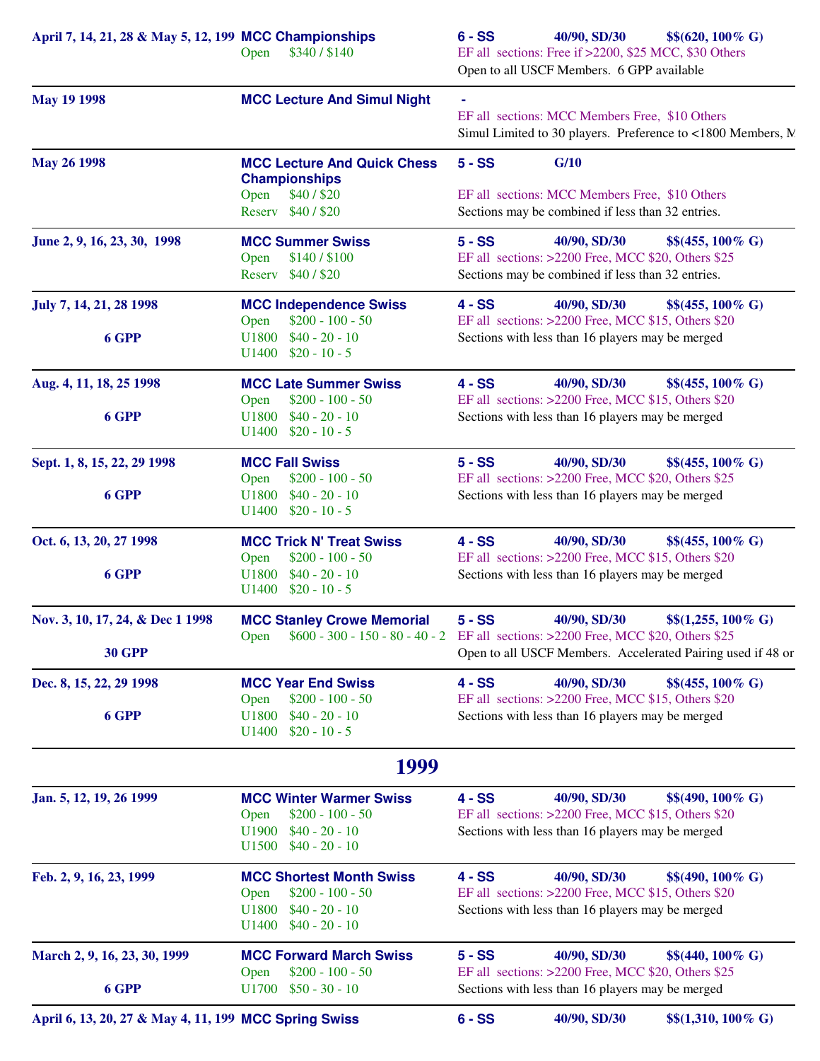| Date | Event | Details |
| --- | --- | --- |
| April 7, 14, 21, 28 & May 5, 12, 199 | **MCC Championships**<br>Open $340 / $140 | **6 - SS 40/90, SD/30 $$(620, 100% G)**<br>EF all sections: Free if >2200, $25 MCC, $30 Others<br>Open to all USCF Members. 6 GPP available |
| May 19 1998 | **MCC Lecture And Simul Night** | **-**<br>EF all sections: MCC Members Free, $10 Others<br>Simul Limited to 30 players. Preference to <1800 Members, M |
| May 26 1998 | **MCC Lecture And Quick Chess Championships**<br>Open $40 / $20<br>Reserv $40 / $20 | **5 - SS G/10**<br>EF all sections: MCC Members Free, $10 Others<br>Sections may be combined if less than 32 entries. |
| June 2, 9, 16, 23, 30, 1998 | **MCC Summer Swiss**<br>Open $140 / $100<br>Reserv $40 / $20 | **5 - SS 40/90, SD/30 $$(455, 100% G)**<br>EF all sections: >2200 Free, MCC $20, Others $25<br>Sections may be combined if less than 32 entries. |
| July 7, 14, 21, 28 1998<br>6 GPP | **MCC Independence Swiss**<br>Open $200 - 100 - 50<br>U1800 $40 - 20 - 10<br>U1400 $20 - 10 - 5 | **4 - SS 40/90, SD/30 $$(455, 100% G)**<br>EF all sections: >2200 Free, MCC $15, Others $20<br>Sections with less than 16 players may be merged |
| Aug. 4, 11, 18, 25 1998<br>6 GPP | **MCC Late Summer Swiss**<br>Open $200 - 100 - 50<br>U1800 $40 - 20 - 10<br>U1400 $20 - 10 - 5 | **4 - SS 40/90, SD/30 $$(455, 100% G)**<br>EF all sections: >2200 Free, MCC $15, Others $20<br>Sections with less than 16 players may be merged |
| Sept. 1, 8, 15, 22, 29 1998<br>6 GPP | **MCC Fall Swiss**<br>Open $200 - 100 - 50<br>U1800 $40 - 20 - 10<br>U1400 $20 - 10 - 5 | **5 - SS 40/90, SD/30 $$(455, 100% G)**<br>EF all sections: >2200 Free, MCC $20, Others $25<br>Sections with less than 16 players may be merged |
| Oct. 6, 13, 20, 27 1998<br>6 GPP | **MCC Trick N' Treat Swiss**<br>Open $200 - 100 - 50<br>U1800 $40 - 20 - 10<br>U1400 $20 - 10 - 5 | **4 - SS 40/90, SD/30 $$(455, 100% G)**<br>EF all sections: >2200 Free, MCC $15, Others $20<br>Sections with less than 16 players may be merged |
| Nov. 3, 10, 17, 24, & Dec 1 1998<br>30 GPP | **MCC Stanley Crowe Memorial**<br>Open $600 - 300 - 150 - 80 - 40 - 2 | **5 - SS 40/90, SD/30 $$(1,255, 100% G)**<br>EF all sections: >2200 Free, MCC $20, Others $25<br>Open to all USCF Members. Accelerated Pairing used if 48 or |
| Dec. 8, 15, 22, 29 1998<br>6 GPP | **MCC Year End Swiss**<br>Open $200 - 100 - 50<br>U1800 $40 - 20 - 10<br>U1400 $20 - 10 - 5 | **4 - SS 40/90, SD/30 $$(455, 100% G)**<br>EF all sections: >2200 Free, MCC $15, Others $20<br>Sections with less than 16 players may be merged |

## 1999

| Date | Event | Details |
| --- | --- | --- |
| Jan. 5, 12, 19, 26 1999 | **MCC Winter Warmer Swiss**<br>Open $200 - 100 - 50<br>U1900 $40 - 20 - 10<br>U1500 $40 - 20 - 10 | **4 - SS 40/90, SD/30 $$(490, 100% G)**<br>EF all sections: >2200 Free, MCC $15, Others $20<br>Sections with less than 16 players may be merged |
| Feb. 2, 9, 16, 23, 1999 | **MCC Shortest Month Swiss**<br>Open $200 - 100 - 50<br>U1800 $40 - 20 - 10<br>U1400 $40 - 20 - 10 | **4 - SS 40/90, SD/30 $$(490, 100% G)**<br>EF all sections: >2200 Free, MCC $15, Others $20<br>Sections with less than 16 players may be merged |
| March 2, 9, 16, 23, 30, 1999<br>6 GPP | **MCC Forward March Swiss**<br>Open $200 - 100 - 50<br>U1700 $50 - 30 - 10 | **5 - SS 40/90, SD/30 $$(440, 100% G)**<br>EF all sections: >2200 Free, MCC $20, Others $25<br>Sections with less than 16 players may be merged |
| April 6, 13, 20, 27 & May 4, 11, 199 | **MCC Spring Swiss** | **6 - SS 40/90, SD/30 $$(1,310, 100% G)** |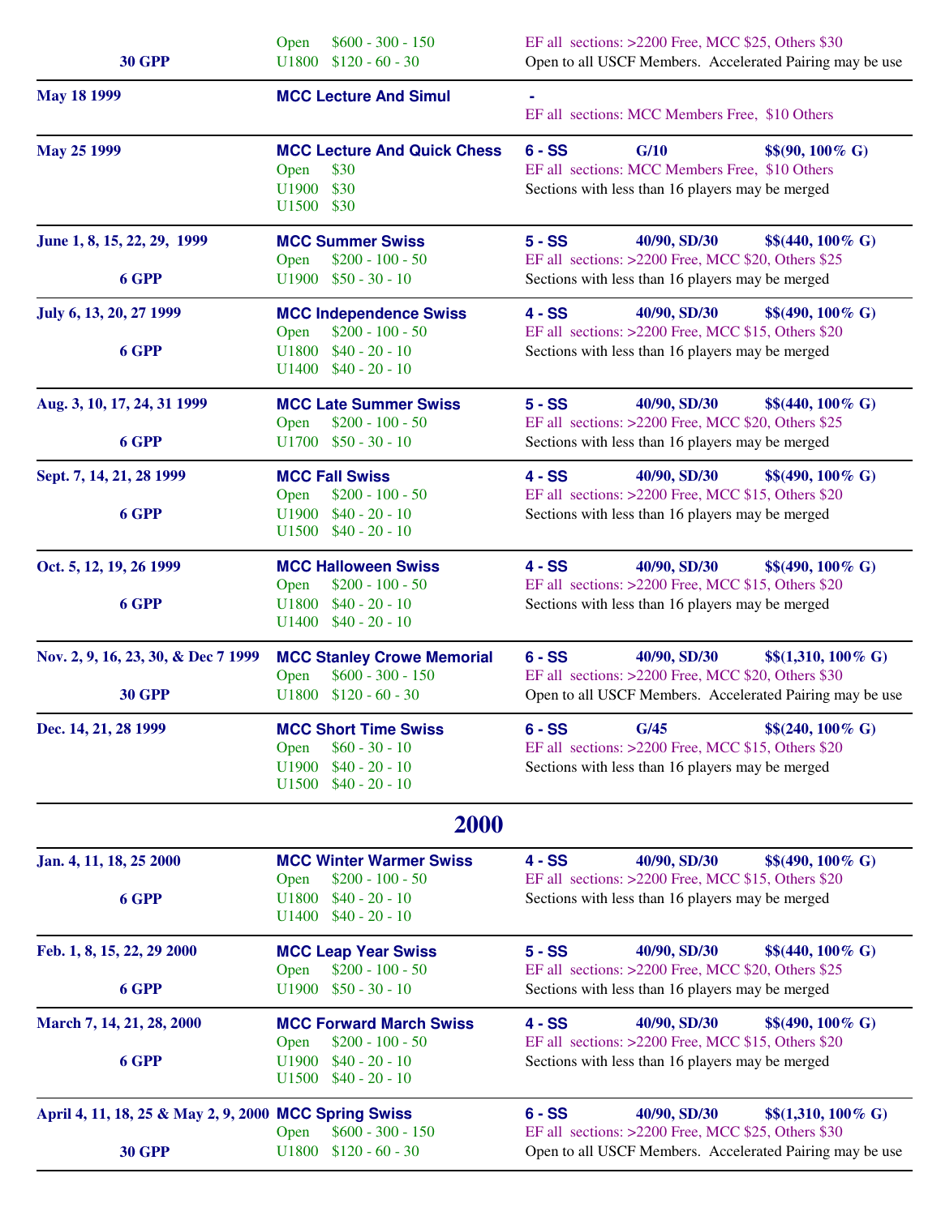| | | |
|---|---|---|
| 30 GPP | Open $600 - 300 - 150<br>U1800 $120 - 60 - 30 | EF all sections: >2200 Free, MCC $25, Others $30<br>Open to all USCF Members. Accelerated Pairing may be use |
| **May 18 1999** | **MCC Lecture And Simul** | -<br>EF all sections: MCC Members Free, $10 Others |
| **May 25 1999** | **MCC Lecture And Quick Chess**<br>Open $30<br>U1900 $30<br>U1500 $30 | **6 - SS G/10 $$(90, 100% G)**<br>EF all sections: MCC Members Free, $10 Others<br>Sections with less than 16 players may be merged |
| **June 1, 8, 15, 22, 29, 1999**<br>6 GPP | **MCC Summer Swiss**<br>Open $200 - 100 - 50<br>U1900 $50 - 30 - 10 | **5 - SS 40/90, SD/30 $$(440, 100% G)**<br>EF all sections: >2200 Free, MCC $20, Others $25<br>Sections with less than 16 players may be merged |
| **July 6, 13, 20, 27 1999**<br>6 GPP | **MCC Independence Swiss**<br>Open $200 - 100 - 50<br>U1800 $40 - 20 - 10<br>U1400 $40 - 20 - 10 | **4 - SS 40/90, SD/30 $$(490, 100% G)**<br>EF all sections: >2200 Free, MCC $15, Others $20<br>Sections with less than 16 players may be merged |
| **Aug. 3, 10, 17, 24, 31 1999**<br>6 GPP | **MCC Late Summer Swiss**<br>Open $200 - 100 - 50<br>U1700 $50 - 30 - 10 | **5 - SS 40/90, SD/30 $$(440, 100% G)**<br>EF all sections: >2200 Free, MCC $20, Others $25<br>Sections with less than 16 players may be merged |
| **Sept. 7, 14, 21, 28 1999**<br>6 GPP | **MCC Fall Swiss**<br>Open $200 - 100 - 50<br>U1900 $40 - 20 - 10<br>U1500 $40 - 20 - 10 | **4 - SS 40/90, SD/30 $$(490, 100% G)**<br>EF all sections: >2200 Free, MCC $15, Others $20<br>Sections with less than 16 players may be merged |
| **Oct. 5, 12, 19, 26 1999**<br>6 GPP | **MCC Halloween Swiss**<br>Open $200 - 100 - 50<br>U1800 $40 - 20 - 10<br>U1400 $40 - 20 - 10 | **4 - SS 40/90, SD/30 $$(490, 100% G)**<br>EF all sections: >2200 Free, MCC $15, Others $20<br>Sections with less than 16 players may be merged |
| **Nov. 2, 9, 16, 23, 30, & Dec 7 1999**<br>30 GPP | **MCC Stanley Crowe Memorial**<br>Open $600 - 300 - 150<br>U1800 $120 - 60 - 30 | **6 - SS 40/90, SD/30 $$(1,310, 100% G)**<br>EF all sections: >2200 Free, MCC $20, Others $30<br>Open to all USCF Members. Accelerated Pairing may be use |
| **Dec. 14, 21, 28 1999** | **MCC Short Time Swiss**<br>Open $60 - 30 - 10<br>U1900 $40 - 20 - 10<br>U1500 $40 - 20 - 10 | **6 - SS G/45 $$(240, 100% G)**<br>EF all sections: >2200 Free, MCC $15, Others $20<br>Sections with less than 16 players may be merged |

## 2000

| | | |
|---|---|---|
| **Jan. 4, 11, 18, 25 2000**<br>6 GPP | **MCC Winter Warmer Swiss**<br>Open $200 - 100 - 50<br>U1800 $40 - 20 - 10<br>U1400 $40 - 20 - 10 | **4 - SS 40/90, SD/30 $$(490, 100% G)**<br>EF all sections: >2200 Free, MCC $15, Others $20<br>Sections with less than 16 players may be merged |
| **Feb. 1, 8, 15, 22, 29 2000**<br>6 GPP | **MCC Leap Year Swiss**<br>Open $200 - 100 - 50<br>U1900 $50 - 30 - 10 | **5 - SS 40/90, SD/30 $$(440, 100% G)**<br>EF all sections: >2200 Free, MCC $20, Others $25<br>Sections with less than 16 players may be merged |
| **March 7, 14, 21, 28, 2000**<br>6 GPP | **MCC Forward March Swiss**<br>Open $200 - 100 - 50<br>U1900 $40 - 20 - 10<br>U1500 $40 - 20 - 10 | **4 - SS 40/90, SD/30 $$(490, 100% G)**<br>EF all sections: >2200 Free, MCC $15, Others $20<br>Sections with less than 16 players may be merged |
| **April 4, 11, 18, 25 & May 2, 9, 2000**<br>30 GPP | **MCC Spring Swiss**<br>Open $600 - 300 - 150<br>U1800 $120 - 60 - 30 | **6 - SS 40/90, SD/30 $$(1,310, 100% G)**<br>EF all sections: >2200 Free, MCC $25, Others $30<br>Open to all USCF Members. Accelerated Pairing may be use |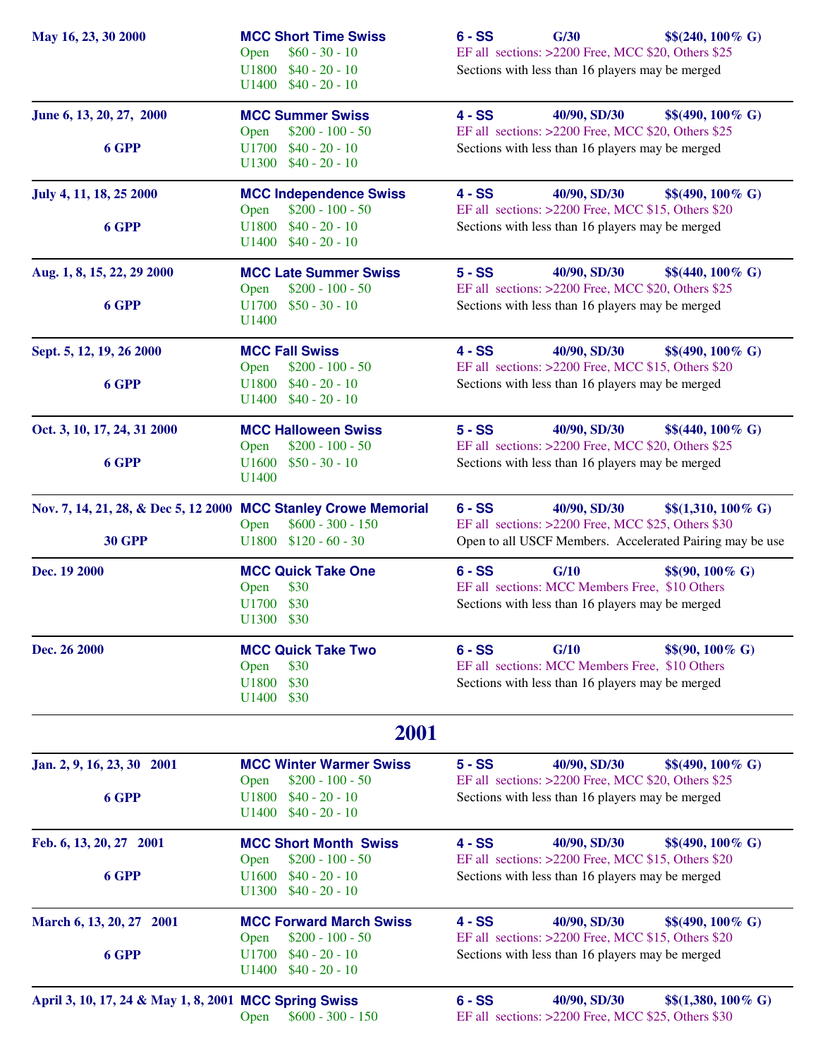| Dates | Event / Sections | Details |
|---|---|---|
| May 16, 23, 30 2000 | **MCC Short Time Swiss**<br>Open $60 - 30 - 10<br>U1800 $40 - 20 - 10<br>U1400 $40 - 20 - 10 | **6 - SS G/30 $$(240, 100% G)**<br>EF all sections: >2200 Free, MCC $20, Others $25<br>Sections with less than 16 players may be merged |
| June 6, 13, 20, 27, 2000<br>6 GPP | **MCC Summer Swiss**<br>Open $200 - 100 - 50<br>U1700 $40 - 20 - 10<br>U1300 $40 - 20 - 10 | **4 - SS 40/90, SD/30 $$(490, 100% G)**<br>EF all sections: >2200 Free, MCC $20, Others $25<br>Sections with less than 16 players may be merged |
| July 4, 11, 18, 25 2000<br>6 GPP | **MCC Independence Swiss**<br>Open $200 - 100 - 50<br>U1800 $40 - 20 - 10<br>U1400 $40 - 20 - 10 | **4 - SS 40/90, SD/30 $$(490, 100% G)**<br>EF all sections: >2200 Free, MCC $15, Others $20<br>Sections with less than 16 players may be merged |
| Aug. 1, 8, 15, 22, 29 2000<br>6 GPP | **MCC Late Summer Swiss**<br>Open $200 - 100 - 50<br>U1700 $50 - 30 - 10<br>U1400 | **5 - SS 40/90, SD/30 $$(440, 100% G)**<br>EF all sections: >2200 Free, MCC $20, Others $25<br>Sections with less than 16 players may be merged |
| Sept. 5, 12, 19, 26 2000<br>6 GPP | **MCC Fall Swiss**<br>Open $200 - 100 - 50<br>U1800 $40 - 20 - 10<br>U1400 $40 - 20 - 10 | **4 - SS 40/90, SD/30 $$(490, 100% G)**<br>EF all sections: >2200 Free, MCC $15, Others $20<br>Sections with less than 16 players may be merged |
| Oct. 3, 10, 17, 24, 31 2000<br>6 GPP | **MCC Halloween Swiss**<br>Open $200 - 100 - 50<br>U1600 $50 - 30 - 10<br>U1400 | **5 - SS 40/90, SD/30 $$(440, 100% G)**<br>EF all sections: >2200 Free, MCC $20, Others $25<br>Sections with less than 16 players may be merged |
| Nov. 7, 14, 21, 28, & Dec 5, 12 2000<br>30 GPP | **MCC Stanley Crowe Memorial**<br>Open $600 - 300 - 150<br>U1800 $120 - 60 - 30 | **6 - SS 40/90, SD/30 $$(1,310, 100% G)**<br>EF all sections: >2200 Free, MCC $25, Others $30<br>Open to all USCF Members. Accelerated Pairing may be use |
| Dec. 19 2000 | **MCC Quick Take One**<br>Open $30<br>U1700 $30<br>U1300 $30 | **6 - SS G/10 $$(90, 100% G)**<br>EF all sections: MCC Members Free, $10 Others<br>Sections with less than 16 players may be merged |
| Dec. 26 2000 | **MCC Quick Take Two**<br>Open $30<br>U1800 $30<br>U1400 $30 | **6 - SS G/10 $$(90, 100% G)**<br>EF all sections: MCC Members Free, $10 Others<br>Sections with less than 16 players may be merged |

## 2001

| Dates | Event / Sections | Details |
|---|---|---|
| Jan. 2, 9, 16, 23, 30 2001<br>6 GPP | **MCC Winter Warmer Swiss**<br>Open $200 - 100 - 50<br>U1800 $40 - 20 - 10<br>U1400 $40 - 20 - 10 | **5 - SS 40/90, SD/30 $$(490, 100% G)**<br>EF all sections: >2200 Free, MCC $20, Others $25<br>Sections with less than 16 players may be merged |
| Feb. 6, 13, 20, 27 2001<br>6 GPP | **MCC Short Month Swiss**<br>Open $200 - 100 - 50<br>U1600 $40 - 20 - 10<br>U1300 $40 - 20 - 10 | **4 - SS 40/90, SD/30 $$(490, 100% G)**<br>EF all sections: >2200 Free, MCC $15, Others $20<br>Sections with less than 16 players may be merged |
| March 6, 13, 20, 27 2001<br>6 GPP | **MCC Forward March Swiss**<br>Open $200 - 100 - 50<br>U1700 $40 - 20 - 10<br>U1400 $40 - 20 - 10 | **4 - SS 40/90, SD/30 $$(490, 100% G)**<br>EF all sections: >2200 Free, MCC $15, Others $20<br>Sections with less than 16 players may be merged |
| April 3, 10, 17, 24 & May 1, 8, 2001 | **MCC Spring Swiss**<br>Open $600 - 300 - 150 | **6 - SS 40/90, SD/30 $$(1,380, 100% G)**<br>EF all sections: >2200 Free, MCC $25, Others $30 |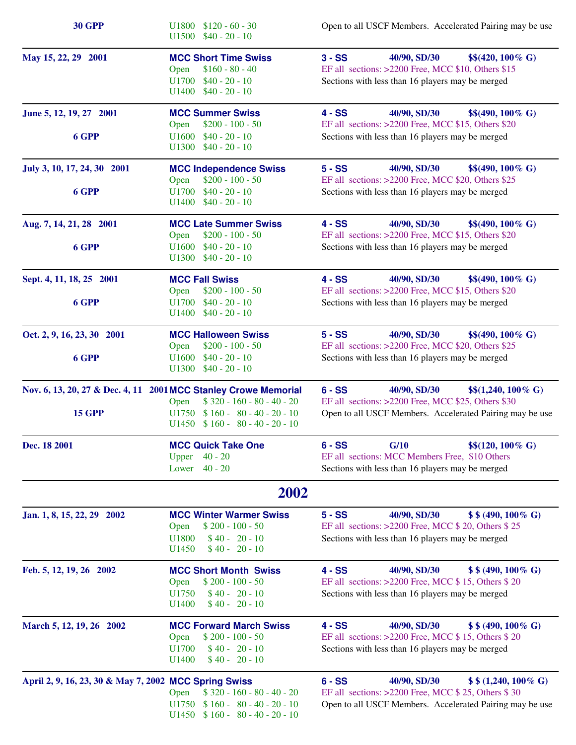| | | |
|---|---|---|
| **30 GPP** | U1800 $120 - 60 - 30<br>U1500 $40 - 20 - 10 | Open to all USCF Members. Accelerated Pairing may be use |
| **May 15, 22, 29 2001** | **MCC Short Time Swiss**<br>Open $160 - 80 - 40<br>U1700 $40 - 20 - 10<br>U1400 $40 - 20 - 10 | **3 - SS 40/90, SD/30 $$(420, 100% G)**<br>EF all sections: >2200 Free, MCC $10, Others $15<br>Sections with less than 16 players may be merged |
| **June 5, 12, 19, 27 2001**<br><br>**6 GPP** | **MCC Summer Swiss**<br>Open $200 - 100 - 50<br>U1600 $40 - 20 - 10<br>U1300 $40 - 20 - 10 | **4 - SS 40/90, SD/30 $$(490, 100% G)**<br>EF all sections: >2200 Free, MCC $15, Others $20<br>Sections with less than 16 players may be merged |
| **July 3, 10, 17, 24, 30 2001**<br><br>**6 GPP** | **MCC Independence Swiss**<br>Open $200 - 100 - 50<br>U1700 $40 - 20 - 10<br>U1400 $40 - 20 - 10 | **5 - SS 40/90, SD/30 $$(490, 100% G)**<br>EF all sections: >2200 Free, MCC $20, Others $25<br>Sections with less than 16 players may be merged |
| **Aug. 7, 14, 21, 28 2001**<br><br>**6 GPP** | **MCC Late Summer Swiss**<br>Open $200 - 100 - 50<br>U1600 $40 - 20 - 10<br>U1300 $40 - 20 - 10 | **4 - SS 40/90, SD/30 $$(490, 100% G)**<br>EF all sections: >2200 Free, MCC $15, Others $20<br>Sections with less than 16 players may be merged |
| **Sept. 4, 11, 18, 25 2001**<br><br>**6 GPP** | **MCC Fall Swiss**<br>Open $200 - 100 - 50<br>U1700 $40 - 20 - 10<br>U1400 $40 - 20 - 10 | **4 - SS 40/90, SD/30 $$(490, 100% G)**<br>EF all sections: >2200 Free, MCC $15, Others $20<br>Sections with less than 16 players may be merged |
| **Oct. 2, 9, 16, 23, 30 2001**<br><br>**6 GPP** | **MCC Halloween Swiss**<br>Open $200 - 100 - 50<br>U1600 $40 - 20 - 10<br>U1300 $40 - 20 - 10 | **5 - SS 40/90, SD/30 $$(490, 100% G)**<br>EF all sections: >2200 Free, MCC $20, Others $25<br>Sections with less than 16 players may be merged |
| **Nov. 6, 13, 20, 27 & Dec. 4, 11 2001**<br><br>**15 GPP** | **MCC Stanley Crowe Memorial**<br>Open $ 320 - 160 - 80 - 40 - 20<br>U1750 $ 160 - 80 - 40 - 20 - 10<br>U1450 $ 160 - 80 - 40 - 20 - 10 | **6 - SS 40/90, SD/30 $$(1,240, 100% G)**<br>EF all sections: >2200 Free, MCC $25, Others $30<br>Open to all USCF Members. Accelerated Pairing may be use |
| **Dec. 18 2001** | **MCC Quick Take One**<br>Upper 40 - 20<br>Lower 40 - 20 | **6 - SS G/10 $$(120, 100% G)**<br>EF all sections: MCC Members Free, $10 Others<br>Sections with less than 16 players may be merged |

## 2002

| | | |
|---|---|---|
| **Jan. 1, 8, 15, 22, 29 2002** | **MCC Winter Warmer Swiss**<br>Open $ 200 - 100 - 50<br>U1800 $ 40 - 20 - 10<br>U1450 $ 40 - 20 - 10 | **5 - SS 40/90, SD/30 $ $ (490, 100% G)**<br>EF all sections: >2200 Free, MCC $ 20, Others $ 25<br>Sections with less than 16 players may be merged |
| **Feb. 5, 12, 19, 26 2002** | **MCC Short Month Swiss**<br>Open $ 200 - 100 - 50<br>U1750 $ 40 - 20 - 10<br>U1400 $ 40 - 20 - 10 | **4 - SS 40/90, SD/30 $ $ (490, 100% G)**<br>EF all sections: >2200 Free, MCC $ 15, Others $ 20<br>Sections with less than 16 players may be merged |
| **March 5, 12, 19, 26 2002** | **MCC Forward March Swiss**<br>Open $ 200 - 100 - 50<br>U1700 $ 40 - 20 - 10<br>U1400 $ 40 - 20 - 10 | **4 - SS 40/90, SD/30 $ $ (490, 100% G)**<br>EF all sections: >2200 Free, MCC $ 15, Others $ 20<br>Sections with less than 16 players may be merged |
| **April 2, 9, 16, 23, 30 & May 7, 2002** | **MCC Spring Swiss**<br>Open $ 320 - 160 - 80 - 40 - 20<br>U1750 $ 160 - 80 - 40 - 20 - 10<br>U1450 $ 160 - 80 - 40 - 20 - 10 | **6 - SS 40/90, SD/30 $ $ (1,240, 100% G)**<br>EF all sections: >2200 Free, MCC $ 25, Others $ 30<br>Open to all USCF Members. Accelerated Pairing may be use |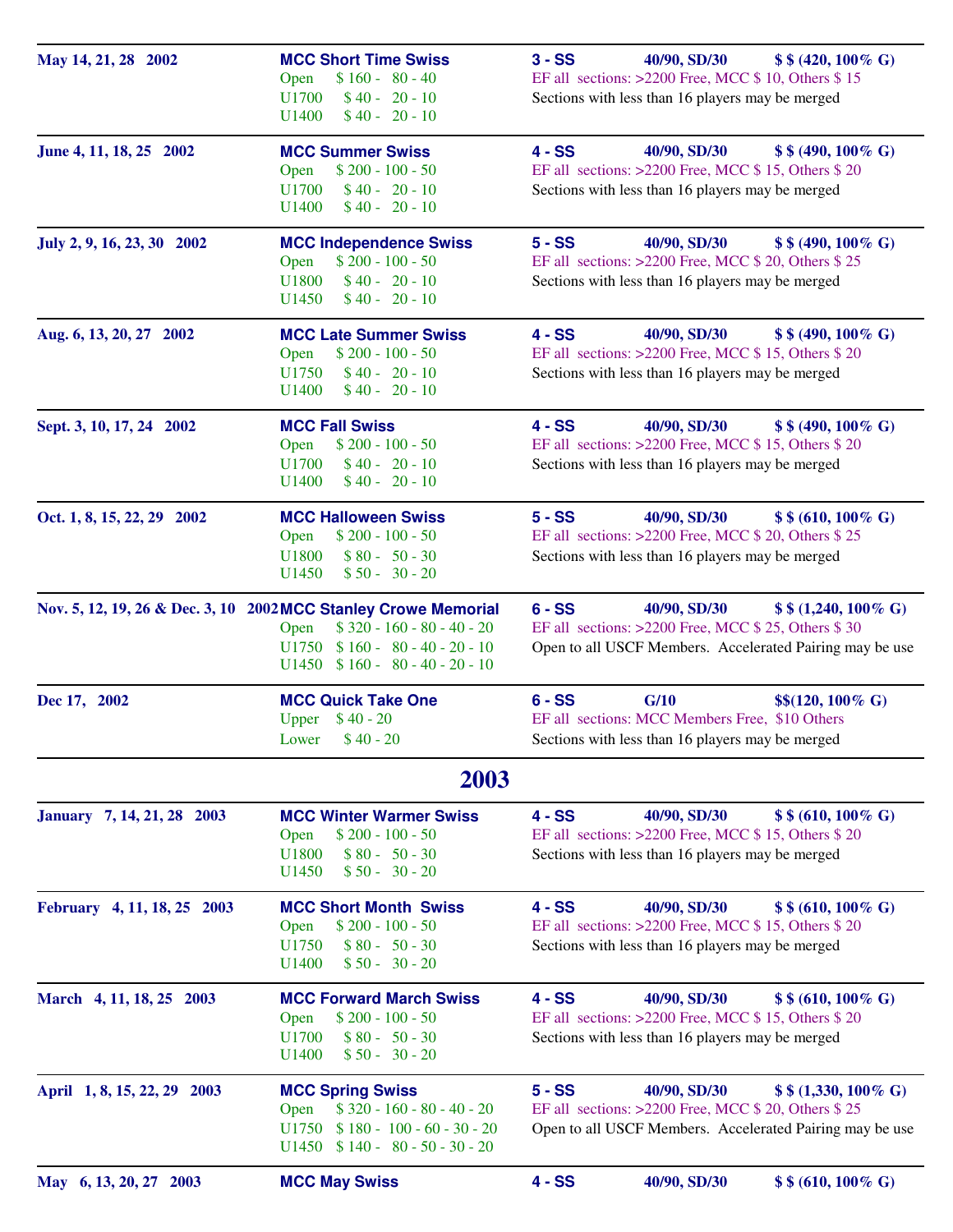| Dates | Event / Prizes | Details |
|---|---|---|
| May 14, 21, 28 2002 | **MCC Short Time Swiss**<br>Open $ 160 - 80 - 40<br>U1700 $ 40 - 20 - 10<br>U1400 $ 40 - 20 - 10 | **3 - SS** **40/90, SD/30** **$ $ (420, 100% G)**<br>EF all sections: >2200 Free, MCC $ 10, Others $ 15<br>Sections with less than 16 players may be merged |
| June 4, 11, 18, 25 2002 | **MCC Summer Swiss**<br>Open $ 200 - 100 - 50<br>U1700 $ 40 - 20 - 10<br>U1400 $ 40 - 20 - 10 | **4 - SS** **40/90, SD/30** **$ $ (490, 100% G)**<br>EF all sections: >2200 Free, MCC $ 15, Others $ 20<br>Sections with less than 16 players may be merged |
| July 2, 9, 16, 23, 30 2002 | **MCC Independence Swiss**<br>Open $ 200 - 100 - 50<br>U1800 $ 40 - 20 - 10<br>U1450 $ 40 - 20 - 10 | **5 - SS** **40/90, SD/30** **$ $ (490, 100% G)**<br>EF all sections: >2200 Free, MCC $ 20, Others $ 25<br>Sections with less than 16 players may be merged |
| Aug. 6, 13, 20, 27 2002 | **MCC Late Summer Swiss**<br>Open $ 200 - 100 - 50<br>U1750 $ 40 - 20 - 10<br>U1400 $ 40 - 20 - 10 | **4 - SS** **40/90, SD/30** **$ $ (490, 100% G)**<br>EF all sections: >2200 Free, MCC $ 15, Others $ 20<br>Sections with less than 16 players may be merged |
| Sept. 3, 10, 17, 24 2002 | **MCC Fall Swiss**<br>Open $ 200 - 100 - 50<br>U1700 $ 40 - 20 - 10<br>U1400 $ 40 - 20 - 10 | **4 - SS** **40/90, SD/30** **$ $ (490, 100% G)**<br>EF all sections: >2200 Free, MCC $ 15, Others $ 20<br>Sections with less than 16 players may be merged |
| Oct. 1, 8, 15, 22, 29 2002 | **MCC Halloween Swiss**<br>Open $ 200 - 100 - 50<br>U1800 $ 80 - 50 - 30<br>U1450 $ 50 - 30 - 20 | **5 - SS** **40/90, SD/30** **$ $ (610, 100% G)**<br>EF all sections: >2200 Free, MCC $ 20, Others $ 25<br>Sections with less than 16 players may be merged |
| Nov. 5, 12, 19, 26 & Dec. 3, 10 2002 | **MCC Stanley Crowe Memorial**<br>Open $ 320 - 160 - 80 - 40 - 20<br>U1750 $ 160 - 80 - 40 - 20 - 10<br>U1450 $ 160 - 80 - 40 - 20 - 10 | **6 - SS** **40/90, SD/30** **$ $ (1,240, 100% G)**<br>EF all sections: >2200 Free, MCC $ 25, Others $ 30<br>Open to all USCF Members. Accelerated Pairing may be use |
| Dec 17, 2002 | **MCC Quick Take One**<br>Upper $ 40 - 20<br>Lower $ 40 - 20 | **6 - SS** **G/10** **$$(120, 100% G)**<br>EF all sections: MCC Members Free, $10 Others<br>Sections with less than 16 players may be merged |

## 2003

| Dates | Event / Prizes | Details |
|---|---|---|
| January 7, 14, 21, 28 2003 | **MCC Winter Warmer Swiss**<br>Open $ 200 - 100 - 50<br>U1800 $ 80 - 50 - 30<br>U1450 $ 50 - 30 - 20 | **4 - SS** **40/90, SD/30** **$ $ (610, 100% G)**<br>EF all sections: >2200 Free, MCC $ 15, Others $ 20<br>Sections with less than 16 players may be merged |
| February 4, 11, 18, 25 2003 | **MCC Short Month Swiss**<br>Open $ 200 - 100 - 50<br>U1750 $ 80 - 50 - 30<br>U1400 $ 50 - 30 - 20 | **4 - SS** **40/90, SD/30** **$ $ (610, 100% G)**<br>EF all sections: >2200 Free, MCC $ 15, Others $ 20<br>Sections with less than 16 players may be merged |
| March 4, 11, 18, 25 2003 | **MCC Forward March Swiss**<br>Open $ 200 - 100 - 50<br>U1700 $ 80 - 50 - 30<br>U1400 $ 50 - 30 - 20 | **4 - SS** **40/90, SD/30** **$ $ (610, 100% G)**<br>EF all sections: >2200 Free, MCC $ 15, Others $ 20<br>Sections with less than 16 players may be merged |
| April 1, 8, 15, 22, 29 2003 | **MCC Spring Swiss**<br>Open $ 320 - 160 - 80 - 40 - 20<br>U1750 $ 180 - 100 - 60 - 30 - 20<br>U1450 $ 140 - 80 - 50 - 30 - 20 | **5 - SS** **40/90, SD/30** **$ $ (1,330, 100% G)**<br>EF all sections: >2200 Free, MCC $ 20, Others $ 25<br>Open to all USCF Members. Accelerated Pairing may be use |
| May 6, 13, 20, 27 2003 | **MCC May Swiss** | **4 - SS** **40/90, SD/30** **$ $ (610, 100% G)** |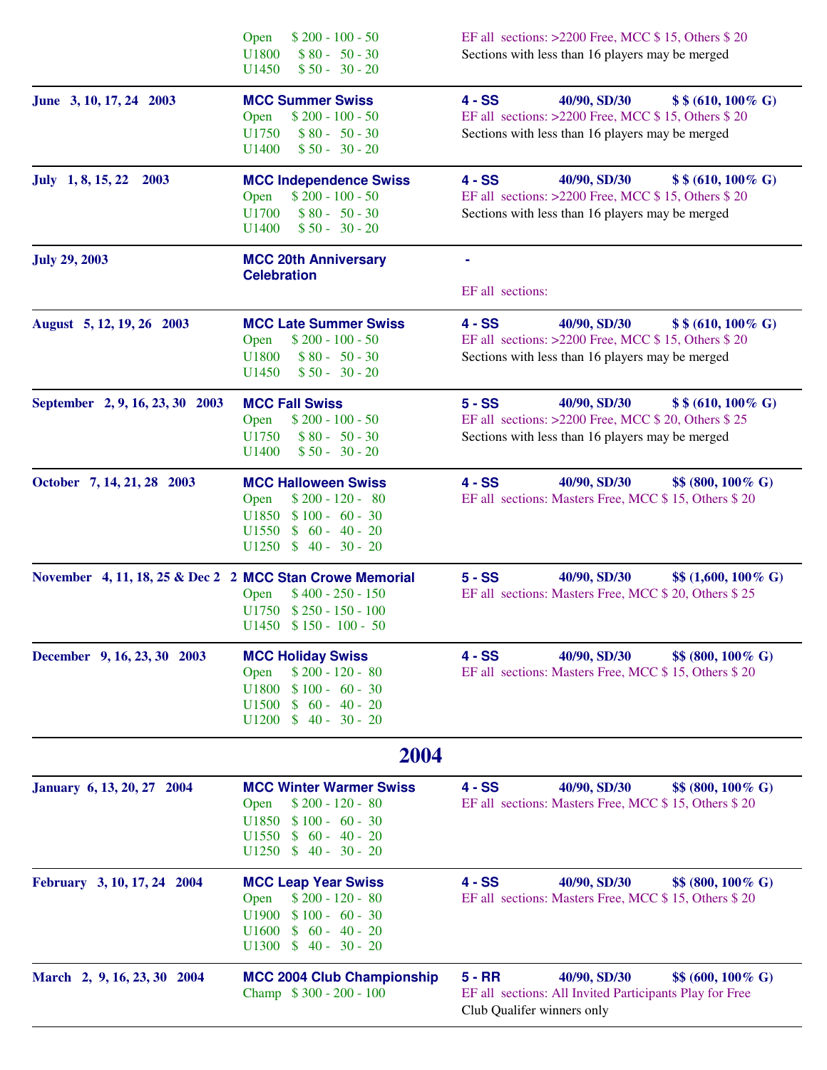| | | |
|---|---|---|
| | Open $ 200 - 100 - 50<br>U1800 $ 80 - 50 - 30<br>U1450 $ 50 - 30 - 20 | EF all sections: >2200 Free, MCC $ 15, Others $ 20<br>Sections with less than 16 players may be merged |
| **June 3, 10, 17, 24 2003** | **MCC Summer Swiss**<br>Open $ 200 - 100 - 50<br>U1750 $ 80 - 50 - 30<br>U1400 $ 50 - 30 - 20 | **4 - SS 40/90, SD/30 $ $ (610, 100% G)**<br>EF all sections: >2200 Free, MCC $ 15, Others $ 20<br>Sections with less than 16 players may be merged |
| **July 1, 8, 15, 22 2003** | **MCC Independence Swiss**<br>Open $ 200 - 100 - 50<br>U1700 $ 80 - 50 - 30<br>U1400 $ 50 - 30 - 20 | **4 - SS 40/90, SD/30 $ $ (610, 100% G)**<br>EF all sections: >2200 Free, MCC $ 15, Others $ 20<br>Sections with less than 16 players may be merged |
| **July 29, 2003** | **MCC 20th Anniversary Celebration** | **-**<br>EF all sections: |
| **August 5, 12, 19, 26 2003** | **MCC Late Summer Swiss**<br>Open $ 200 - 100 - 50<br>U1800 $ 80 - 50 - 30<br>U1450 $ 50 - 30 - 20 | **4 - SS 40/90, SD/30 $ $ (610, 100% G)**<br>EF all sections: >2200 Free, MCC $ 15, Others $ 20<br>Sections with less than 16 players may be merged |
| **September 2, 9, 16, 23, 30 2003** | **MCC Fall Swiss**<br>Open $ 200 - 100 - 50<br>U1750 $ 80 - 50 - 30<br>U1400 $ 50 - 30 - 20 | **5 - SS 40/90, SD/30 $ $ (610, 100% G)**<br>EF all sections: >2200 Free, MCC $ 20, Others $ 25<br>Sections with less than 16 players may be merged |
| **October 7, 14, 21, 28 2003** | **MCC Halloween Swiss**<br>Open $ 200 - 120 - 80<br>U1850 $ 100 - 60 - 30<br>U1550 $ 60 - 40 - 20<br>U1250 $ 40 - 30 - 20 | **4 - SS 40/90, SD/30 $$ (800, 100% G)**<br>EF all sections: Masters Free, MCC $ 15, Others $ 20 |
| **November 4, 11, 18, 25 & Dec 2 2** | **MCC Stan Crowe Memorial**<br>Open $ 400 - 250 - 150<br>U1750 $ 250 - 150 - 100<br>U1450 $ 150 - 100 - 50 | **5 - SS 40/90, SD/30 $$ (1,600, 100% G)**<br>EF all sections: Masters Free, MCC $ 20, Others $ 25 |
| **December 9, 16, 23, 30 2003** | **MCC Holiday Swiss**<br>Open $ 200 - 120 - 80<br>U1800 $ 100 - 60 - 30<br>U1500 $ 60 - 40 - 20<br>U1200 $ 40 - 30 - 20 | **4 - SS 40/90, SD/30 $$ (800, 100% G)**<br>EF all sections: Masters Free, MCC $ 15, Others $ 20 |

## 2004

| | | |
|---|---|---|
| **January 6, 13, 20, 27 2004** | **MCC Winter Warmer Swiss**<br>Open $ 200 - 120 - 80<br>U1850 $ 100 - 60 - 30<br>U1550 $ 60 - 40 - 20<br>U1250 $ 40 - 30 - 20 | **4 - SS 40/90, SD/30 $$ (800, 100% G)**<br>EF all sections: Masters Free, MCC $ 15, Others $ 20 |
| **February 3, 10, 17, 24 2004** | **MCC Leap Year Swiss**<br>Open $ 200 - 120 - 80<br>U1900 $ 100 - 60 - 30<br>U1600 $ 60 - 40 - 20<br>U1300 $ 40 - 30 - 20 | **4 - SS 40/90, SD/30 $$ (800, 100% G)**<br>EF all sections: Masters Free, MCC $ 15, Others $ 20 |
| **March 2, 9, 16, 23, 30 2004** | **MCC 2004 Club Championship**<br>Champ $ 300 - 200 - 100 | **5 - RR 40/90, SD/30 $$ (600, 100% G)**<br>EF all sections: All Invited Participants Play for Free<br>Club Qualifer winners only |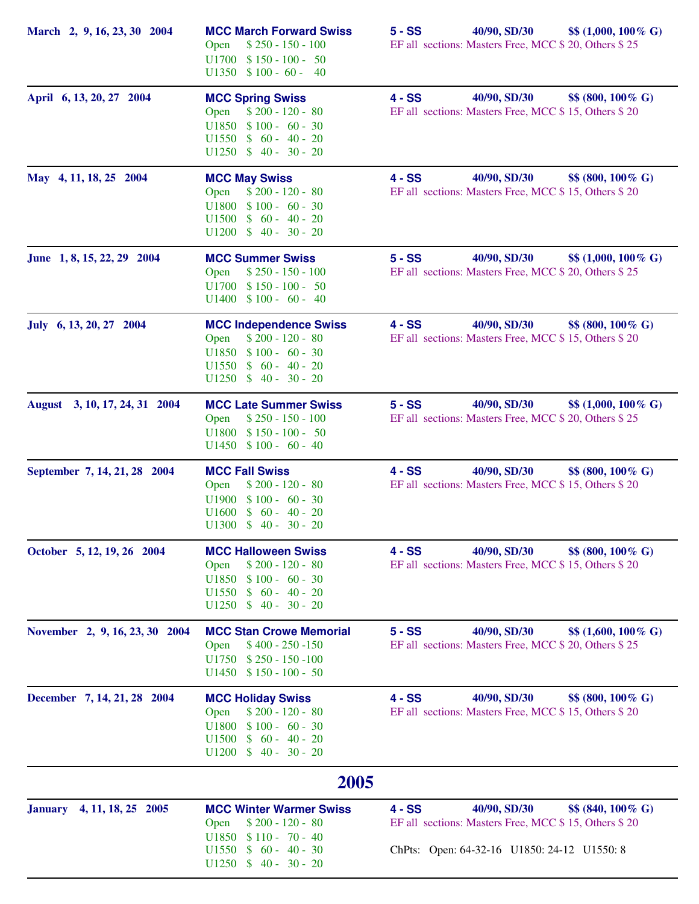| Dates | Tournament | Details |
|---|---|---|
| **March 2, 9, 16, 23, 30 2004** | **MCC March Forward Swiss**<br>Open $ 250 - 150 - 100<br>U1700 $ 150 - 100 - 50<br>U1350 $ 100 - 60 - 40 | **5 - SS 40/90, SD/30 $$ (1,000, 100% G)**<br>EF all sections: Masters Free, MCC $ 20, Others $ 25 |
| **April 6, 13, 20, 27 2004** | **MCC Spring Swiss**<br>Open $ 200 - 120 - 80<br>U1850 $ 100 - 60 - 30<br>U1550 $ 60 - 40 - 20<br>U1250 $ 40 - 30 - 20 | **4 - SS 40/90, SD/30 $$ (800, 100% G)**<br>EF all sections: Masters Free, MCC $ 15, Others $ 20 |
| **May 4, 11, 18, 25 2004** | **MCC May Swiss**<br>Open $ 200 - 120 - 80<br>U1800 $ 100 - 60 - 30<br>U1500 $ 60 - 40 - 20<br>U1200 $ 40 - 30 - 20 | **4 - SS 40/90, SD/30 $$ (800, 100% G)**<br>EF all sections: Masters Free, MCC $ 15, Others $ 20 |
| **June 1, 8, 15, 22, 29 2004** | **MCC Summer Swiss**<br>Open $ 250 - 150 - 100<br>U1700 $ 150 - 100 - 50<br>U1400 $ 100 - 60 - 40 | **5 - SS 40/90, SD/30 $$ (1,000, 100% G)**<br>EF all sections: Masters Free, MCC $ 20, Others $ 25 |
| **July 6, 13, 20, 27 2004** | **MCC Independence Swiss**<br>Open $ 200 - 120 - 80<br>U1850 $ 100 - 60 - 30<br>U1550 $ 60 - 40 - 20<br>U1250 $ 40 - 30 - 20 | **4 - SS 40/90, SD/30 $$ (800, 100% G)**<br>EF all sections: Masters Free, MCC $ 15, Others $ 20 |
| **August 3, 10, 17, 24, 31 2004** | **MCC Late Summer Swiss**<br>Open $ 250 - 150 - 100<br>U1800 $ 150 - 100 - 50<br>U1450 $ 100 - 60 - 40 | **5 - SS 40/90, SD/30 $$ (1,000, 100% G)**<br>EF all sections: Masters Free, MCC $ 20, Others $ 25 |
| **September 7, 14, 21, 28 2004** | **MCC Fall Swiss**<br>Open $ 200 - 120 - 80<br>U1900 $ 100 - 60 - 30<br>U1600 $ 60 - 40 - 20<br>U1300 $ 40 - 30 - 20 | **4 - SS 40/90, SD/30 $$ (800, 100% G)**<br>EF all sections: Masters Free, MCC $ 15, Others $ 20 |
| **October 5, 12, 19, 26 2004** | **MCC Halloween Swiss**<br>Open $ 200 - 120 - 80<br>U1850 $ 100 - 60 - 30<br>U1550 $ 60 - 40 - 20<br>U1250 $ 40 - 30 - 20 | **4 - SS 40/90, SD/30 $$ (800, 100% G)**<br>EF all sections: Masters Free, MCC $ 15, Others $ 20 |
| **November 2, 9, 16, 23, 30 2004** | **MCC Stan Crowe Memorial**<br>Open $ 400 - 250 -150<br>U1750 $ 250 - 150 -100<br>U1450 $ 150 - 100 - 50 | **5 - SS 40/90, SD/30 $$ (1,600, 100% G)**<br>EF all sections: Masters Free, MCC $ 20, Others $ 25 |
| **December 7, 14, 21, 28 2004** | **MCC Holiday Swiss**<br>Open $ 200 - 120 - 80<br>U1800 $ 100 - 60 - 30<br>U1500 $ 60 - 40 - 20<br>U1200 $ 40 - 30 - 20 | **4 - SS 40/90, SD/30 $$ (800, 100% G)**<br>EF all sections: Masters Free, MCC $ 15, Others $ 20 |

## 2005

| Dates | Tournament | Details |
|---|---|---|
| **January 4, 11, 18, 25 2005** | **MCC Winter Warmer Swiss**<br>Open $ 200 - 120 - 80<br>U1850 $ 110 - 70 - 40<br>U1550 $ 60 - 40 - 30<br>U1250 $ 40 - 30 - 20 | **4 - SS 40/90, SD/30 $$ (840, 100% G)**<br>EF all sections: Masters Free, MCC $ 15, Others $ 20<br>ChPts: Open: 64-32-16 U1850: 24-12 U1550: 8 |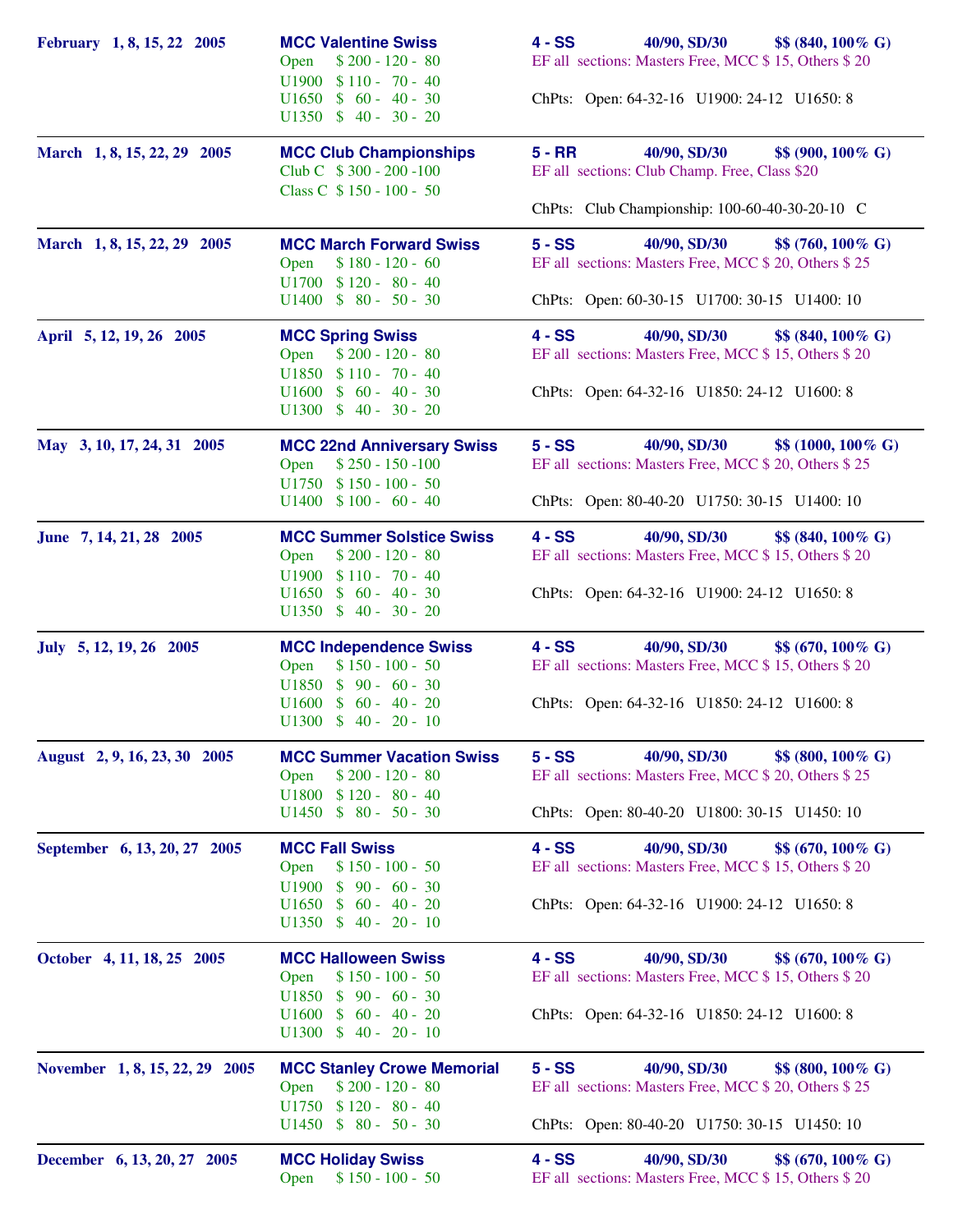**February 1, 8, 15, 22 2005**

**MCC Valentine Swiss**
Open $ 200 - 120 - 80
U1900 $ 110 - 70 - 40
U1650 $ 60 - 40 - 30
U1350 $ 40 - 30 - 20

**4 - SS** **40/90, SD/30** **$$ (840, 100% G)**
EF all sections: Masters Free, MCC $ 15, Others $ 20

ChPts: Open: 64-32-16 U1900: 24-12 U1650: 8

---

**March 1, 8, 15, 22, 29 2005**

**MCC Club Championships**
Club C $ 300 - 200 -100
Class C $ 150 - 100 - 50

**5 - RR** **40/90, SD/30** **$$ (900, 100% G)**
EF all sections: Club Champ. Free, Class $20

ChPts: Club Championship: 100-60-40-30-20-10 C

---

**March 1, 8, 15, 22, 29 2005**

**MCC March Forward Swiss**
Open $ 180 - 120 - 60
U1700 $ 120 - 80 - 40
U1400 $ 80 - 50 - 30

**5 - SS** **40/90, SD/30** **$$ (760, 100% G)**
EF all sections: Masters Free, MCC $ 20, Others $ 25

ChPts: Open: 60-30-15 U1700: 30-15 U1400: 10

---

**April 5, 12, 19, 26 2005**

**MCC Spring Swiss**
Open $ 200 - 120 - 80
U1850 $ 110 - 70 - 40
U1600 $ 60 - 40 - 30
U1300 $ 40 - 30 - 20

**4 - SS** **40/90, SD/30** **$$ (840, 100% G)**
EF all sections: Masters Free, MCC $ 15, Others $ 20

ChPts: Open: 64-32-16 U1850: 24-12 U1600: 8

---

**May 3, 10, 17, 24, 31 2005**

**MCC 22nd Anniversary Swiss**
Open $ 250 - 150 -100
U1750 $ 150 - 100 - 50
U1400 $ 100 - 60 - 40

**5 - SS** **40/90, SD/30** **$$ (1000, 100% G)**
EF all sections: Masters Free, MCC $ 20, Others $ 25

ChPts: Open: 80-40-20 U1750: 30-15 U1400: 10

---

**June 7, 14, 21, 28 2005**

**MCC Summer Solstice Swiss**
Open $ 200 - 120 - 80
U1900 $ 110 - 70 - 40
U1650 $ 60 - 40 - 30
U1350 $ 40 - 30 - 20

**4 - SS** **40/90, SD/30** **$$ (840, 100% G)**
EF all sections: Masters Free, MCC $ 15, Others $ 20

ChPts: Open: 64-32-16 U1900: 24-12 U1650: 8

---

**July 5, 12, 19, 26 2005**

**MCC Independence Swiss**
Open $ 150 - 100 - 50
U1850 $ 90 - 60 - 30
U1600 $ 60 - 40 - 20
U1300 $ 40 - 20 - 10

**4 - SS** **40/90, SD/30** **$$ (670, 100% G)**
EF all sections: Masters Free, MCC $ 15, Others $ 20

ChPts: Open: 64-32-16 U1850: 24-12 U1600: 8

---

**August 2, 9, 16, 23, 30 2005**

**MCC Summer Vacation Swiss**
Open $ 200 - 120 - 80
U1800 $ 120 - 80 - 40
U1450 $ 80 - 50 - 30

**5 - SS** **40/90, SD/30** **$$ (800, 100% G)**
EF all sections: Masters Free, MCC $ 20, Others $ 25

ChPts: Open: 80-40-20 U1800: 30-15 U1450: 10

---

**September 6, 13, 20, 27 2005**

**MCC Fall Swiss**
Open $ 150 - 100 - 50
U1900 $ 90 - 60 - 30
U1650 $ 60 - 40 - 20
U1350 $ 40 - 20 - 10

**4 - SS** **40/90, SD/30** **$$ (670, 100% G)**
EF all sections: Masters Free, MCC $ 15, Others $ 20

ChPts: Open: 64-32-16 U1900: 24-12 U1650: 8

---

**October 4, 11, 18, 25 2005**

**MCC Halloween Swiss**
Open $ 150 - 100 - 50
U1850 $ 90 - 60 - 30
U1600 $ 60 - 40 - 20
U1300 $ 40 - 20 - 10

**4 - SS** **40/90, SD/30** **$$ (670, 100% G)**
EF all sections: Masters Free, MCC $ 15, Others $ 20

ChPts: Open: 64-32-16 U1850: 24-12 U1600: 8

---

**November 1, 8, 15, 22, 29 2005**

**MCC Stanley Crowe Memorial**
Open $ 200 - 120 - 80
U1750 $ 120 - 80 - 40
U1450 $ 80 - 50 - 30

**5 - SS** **40/90, SD/30** **$$ (800, 100% G)**
EF all sections: Masters Free, MCC $ 20, Others $ 25

ChPts: Open: 80-40-20 U1750: 30-15 U1450: 10

---

**December 6, 13, 20, 27 2005**

**MCC Holiday Swiss**
Open $ 150 - 100 - 50

**4 - SS** **40/90, SD/30** **$$ (670, 100% G)**
EF all sections: Masters Free, MCC $ 15, Others $ 20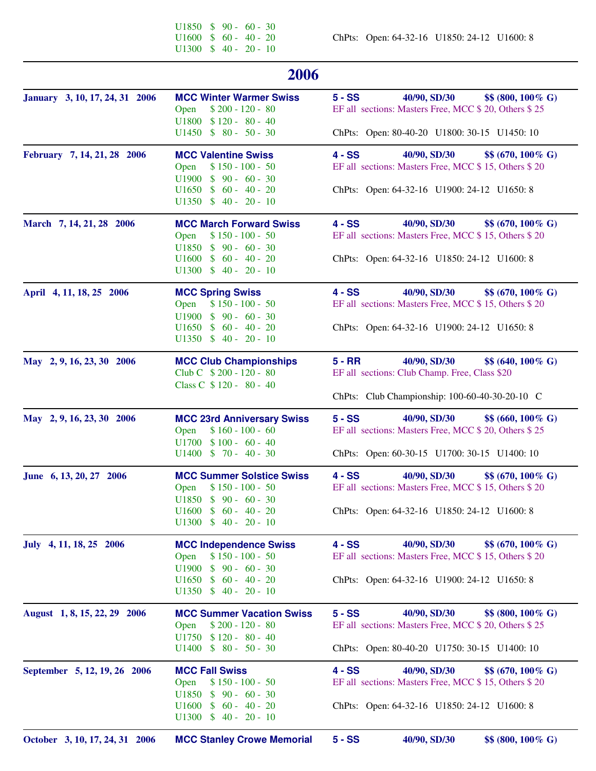U1850 $ 90 - 60 - 30
U1600 $ 60 - 40 - 20 ChPts: Open: 64-32-16 U1850: 24-12 U1600: 8
U1300 $ 40 - 20 - 10

---

## 2006

---

**January 3, 10, 17, 24, 31 2006** **MCC Winter Warmer Swiss** **5 - SS** **40/90, SD/30** **$$ (800, 100% G)**

Open $ 200 - 120 - 80
U1800 $ 120 - 80 - 40
U1450 $ 80 - 50 - 30

EF all sections: Masters Free, MCC $ 20, Others $ 25

ChPts: Open: 80-40-20 U1800: 30-15 U1450: 10

---

**February 7, 14, 21, 28 2006** **MCC Valentine Swiss** **4 - SS** **40/90, SD/30** **$$ (670, 100% G)**

Open $ 150 - 100 - 50
U1900 $ 90 - 60 - 30
U1650 $ 60 - 40 - 20
U1350 $ 40 - 20 - 10

EF all sections: Masters Free, MCC $ 15, Others $ 20

ChPts: Open: 64-32-16 U1900: 24-12 U1650: 8

---

**March 7, 14, 21, 28 2006** **MCC March Forward Swiss** **4 - SS** **40/90, SD/30** **$$ (670, 100% G)**

Open $ 150 - 100 - 50
U1850 $ 90 - 60 - 30
U1600 $ 60 - 40 - 20
U1300 $ 40 - 20 - 10

EF all sections: Masters Free, MCC $ 15, Others $ 20

ChPts: Open: 64-32-16 U1850: 24-12 U1600: 8

---

**April 4, 11, 18, 25 2006** **MCC Spring Swiss** **4 - SS** **40/90, SD/30** **$$ (670, 100% G)**

Open $ 150 - 100 - 50
U1900 $ 90 - 60 - 30
U1650 $ 60 - 40 - 20
U1350 $ 40 - 20 - 10

EF all sections: Masters Free, MCC $ 15, Others $ 20

ChPts: Open: 64-32-16 U1900: 24-12 U1650: 8

---

**May 2, 9, 16, 23, 30 2006** **MCC Club Championships** **5 - RR** **40/90, SD/30** **$$ (640, 100% G)**

Club C $ 200 - 120 - 80
Class C $ 120 - 80 - 40

EF all sections: Club Champ. Free, Class $20

ChPts: Club Championship: 100-60-40-30-20-10 C

---

**May 2, 9, 16, 23, 30 2006** **MCC 23rd Anniversary Swiss** **5 - SS** **40/90, SD/30** **$$ (660, 100% G)**

Open $ 160 - 100 - 60
U1700 $ 100 - 60 - 40
U1400 $ 70 - 40 - 30

EF all sections: Masters Free, MCC $ 20, Others $ 25

ChPts: Open: 60-30-15 U1700: 30-15 U1400: 10

---

**June 6, 13, 20, 27 2006** **MCC Summer Solstice Swiss** **4 - SS** **40/90, SD/30** **$$ (670, 100% G)**

Open $ 150 - 100 - 50
U1850 $ 90 - 60 - 30
U1600 $ 60 - 40 - 20
U1300 $ 40 - 20 - 10

EF all sections: Masters Free, MCC $ 15, Others $ 20

ChPts: Open: 64-32-16 U1850: 24-12 U1600: 8

---

**July 4, 11, 18, 25 2006** **MCC Independence Swiss** **4 - SS** **40/90, SD/30** **$$ (670, 100% G)**

Open $ 150 - 100 - 50
U1900 $ 90 - 60 - 30
U1650 $ 60 - 40 - 20
U1350 $ 40 - 20 - 10

EF all sections: Masters Free, MCC $ 15, Others $ 20

ChPts: Open: 64-32-16 U1900: 24-12 U1650: 8

---

**August 1, 8, 15, 22, 29 2006** **MCC Summer Vacation Swiss** **5 - SS** **40/90, SD/30** **$$ (800, 100% G)**

Open $ 200 - 120 - 80
U1750 $ 120 - 80 - 40
U1400 $ 80 - 50 - 30

EF all sections: Masters Free, MCC $ 20, Others $ 25

ChPts: Open: 80-40-20 U1750: 30-15 U1400: 10

---

**September 5, 12, 19, 26 2006** **MCC Fall Swiss** **4 - SS** **40/90, SD/30** **$$ (670, 100% G)**

Open $ 150 - 100 - 50
U1850 $ 90 - 60 - 30
U1600 $ 60 - 40 - 20
U1300 $ 40 - 20 - 10

EF all sections: Masters Free, MCC $ 15, Others $ 20

ChPts: Open: 64-32-16 U1850: 24-12 U1600: 8

---

**October 3, 10, 17, 24, 31 2006** **MCC Stanley Crowe Memorial** **5 - SS** **40/90, SD/30** **$$ (800, 100% G)**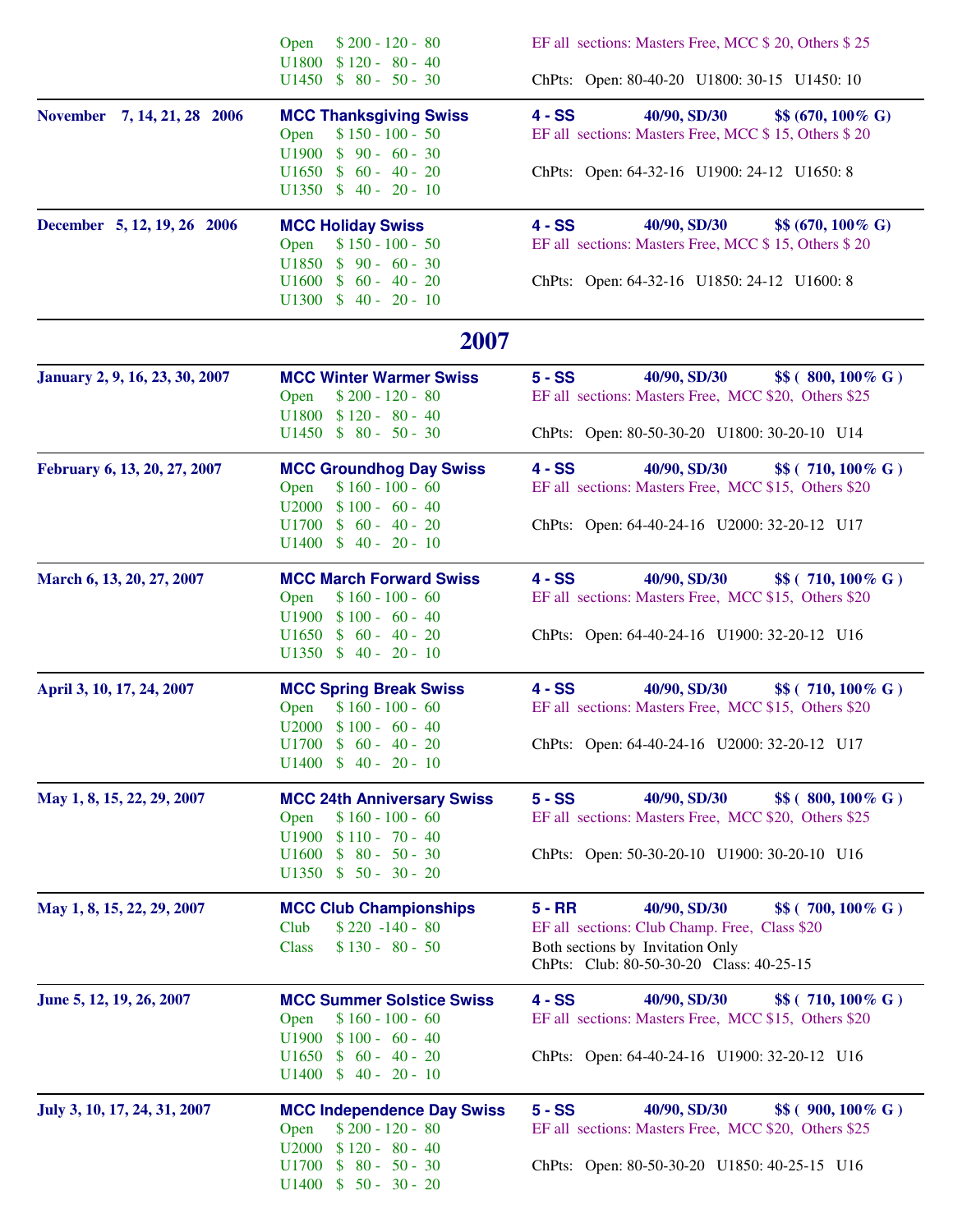| | | |
|---|---|---|
| | Open $ 200 - 120 - 80<br>U1800 $ 120 - 80 - 40<br>U1450 $ 80 - 50 - 30 | EF all sections: Masters Free, MCC $ 20, Others $ 25<br><br>ChPts: Open: 80-40-20 U1800: 30-15 U1450: 10 |
| **November 7, 14, 21, 28 2006** | **MCC Thanksgiving Swiss**<br>Open $ 150 - 100 - 50<br>U1900 $ 90 - 60 - 30<br>U1650 $ 60 - 40 - 20<br>U1350 $ 40 - 20 - 10 | **4 - SS 40/90, SD/30 $$ (670, 100% G)**<br>EF all sections: Masters Free, MCC $ 15, Others $ 20<br><br>ChPts: Open: 64-32-16 U1900: 24-12 U1650: 8 |
| **December 5, 12, 19, 26 2006** | **MCC Holiday Swiss**<br>Open $ 150 - 100 - 50<br>U1850 $ 90 - 60 - 30<br>U1600 $ 60 - 40 - 20<br>U1300 $ 40 - 20 - 10 | **4 - SS 40/90, SD/30 $$ (670, 100% G)**<br>EF all sections: Masters Free, MCC $ 15, Others $ 20<br><br>ChPts: Open: 64-32-16 U1850: 24-12 U1600: 8 |

## 2007

| | | |
|---|---|---|
| **January 2, 9, 16, 23, 30, 2007** | **MCC Winter Warmer Swiss**<br>Open $ 200 - 120 - 80<br>U1800 $ 120 - 80 - 40<br>U1450 $ 80 - 50 - 30 | **5 - SS 40/90, SD/30 $$ ( 800, 100% G )**<br>EF all sections: Masters Free, MCC $20, Others $25<br><br>ChPts: Open: 80-50-30-20 U1800: 30-20-10 U14 |
| **February 6, 13, 20, 27, 2007** | **MCC Groundhog Day Swiss**<br>Open $ 160 - 100 - 60<br>U2000 $ 100 - 60 - 40<br>U1700 $ 60 - 40 - 20<br>U1400 $ 40 - 20 - 10 | **4 - SS 40/90, SD/30 $$ ( 710, 100% G )**<br>EF all sections: Masters Free, MCC $15, Others $20<br><br>ChPts: Open: 64-40-24-16 U2000: 32-20-12 U17 |
| **March 6, 13, 20, 27, 2007** | **MCC March Forward Swiss**<br>Open $ 160 - 100 - 60<br>U1900 $ 100 - 60 - 40<br>U1650 $ 60 - 40 - 20<br>U1350 $ 40 - 20 - 10 | **4 - SS 40/90, SD/30 $$ ( 710, 100% G )**<br>EF all sections: Masters Free, MCC $15, Others $20<br><br>ChPts: Open: 64-40-24-16 U1900: 32-20-12 U16 |
| **April 3, 10, 17, 24, 2007** | **MCC Spring Break Swiss**<br>Open $ 160 - 100 - 60<br>U2000 $ 100 - 60 - 40<br>U1700 $ 60 - 40 - 20<br>U1400 $ 40 - 20 - 10 | **4 - SS 40/90, SD/30 $$ ( 710, 100% G )**<br>EF all sections: Masters Free, MCC $15, Others $20<br><br>ChPts: Open: 64-40-24-16 U2000: 32-20-12 U17 |
| **May 1, 8, 15, 22, 29, 2007** | **MCC 24th Anniversary Swiss**<br>Open $ 160 - 100 - 60<br>U1900 $ 110 - 70 - 40<br>U1600 $ 80 - 50 - 30<br>U1350 $ 50 - 30 - 20 | **5 - SS 40/90, SD/30 $$ ( 800, 100% G )**<br>EF all sections: Masters Free, MCC $20, Others $25<br><br>ChPts: Open: 50-30-20-10 U1900: 30-20-10 U16 |
| **May 1, 8, 15, 22, 29, 2007** | **MCC Club Championships**<br>Club $ 220 -140 - 80<br>Class $ 130 - 80 - 50 | **5 - RR 40/90, SD/30 $$ ( 700, 100% G )**<br>EF all sections: Club Champ. Free, Class $20<br>Both sections by Invitation Only<br>ChPts: Club: 80-50-30-20 Class: 40-25-15 |
| **June 5, 12, 19, 26, 2007** | **MCC Summer Solstice Swiss**<br>Open $ 160 - 100 - 60<br>U1900 $ 100 - 60 - 40<br>U1650 $ 60 - 40 - 20<br>U1400 $ 40 - 20 - 10 | **4 - SS 40/90, SD/30 $$ ( 710, 100% G )**<br>EF all sections: Masters Free, MCC $15, Others $20<br><br>ChPts: Open: 64-40-24-16 U1900: 32-20-12 U16 |
| **July 3, 10, 17, 24, 31, 2007** | **MCC Independence Day Swiss**<br>Open $ 200 - 120 - 80<br>U2000 $ 120 - 80 - 40<br>U1700 $ 80 - 50 - 30<br>U1400 $ 50 - 30 - 20 | **5 - SS 40/90, SD/30 $$ ( 900, 100% G )**<br>EF all sections: Masters Free, MCC $20, Others $25<br><br>ChPts: Open: 80-50-30-20 U1850: 40-25-15 U16 |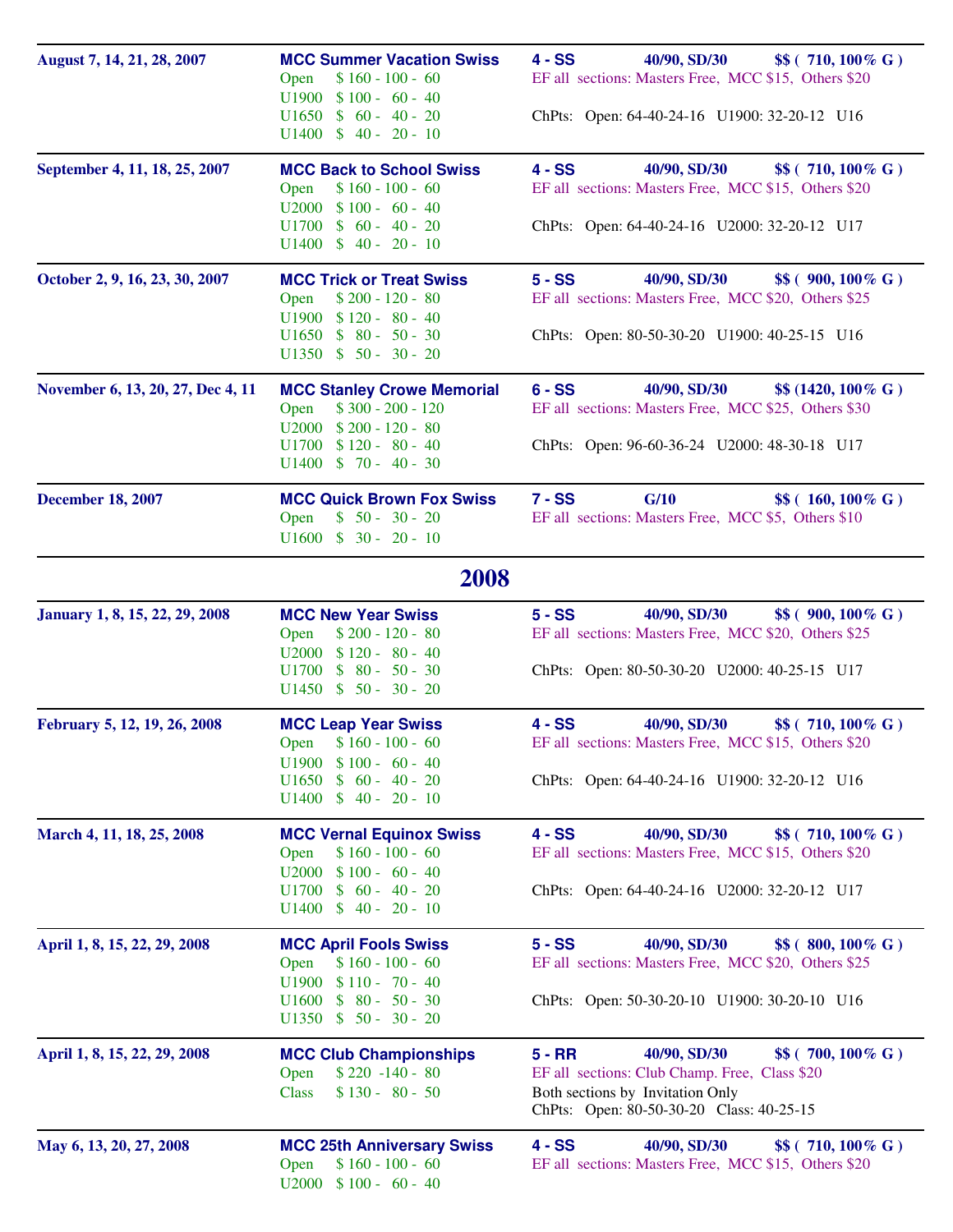| | | |
|---|---|---|
| **August 7, 14, 21, 28, 2007** | **MCC Summer Vacation Swiss**<br>Open $ 160 - 100 - 60<br>U1900 $ 100 - 60 - 40<br>U1650 $ 60 - 40 - 20<br>U1400 $ 40 - 20 - 10 | **4 - SS 40/90, SD/30 $$ ( 710, 100% G )**<br>EF all sections: Masters Free, MCC $15, Others $20<br><br>ChPts: Open: 64-40-24-16 U1900: 32-20-12 U16 |
| **September 4, 11, 18, 25, 2007** | **MCC Back to School Swiss**<br>Open $ 160 - 100 - 60<br>U2000 $ 100 - 60 - 40<br>U1700 $ 60 - 40 - 20<br>U1400 $ 40 - 20 - 10 | **4 - SS 40/90, SD/30 $$ ( 710, 100% G )**<br>EF all sections: Masters Free, MCC $15, Others $20<br><br>ChPts: Open: 64-40-24-16 U2000: 32-20-12 U17 |
| **October 2, 9, 16, 23, 30, 2007** | **MCC Trick or Treat Swiss**<br>Open $ 200 - 120 - 80<br>U1900 $ 120 - 80 - 40<br>U1650 $ 80 - 50 - 30<br>U1350 $ 50 - 30 - 20 | **5 - SS 40/90, SD/30 $$ ( 900, 100% G )**<br>EF all sections: Masters Free, MCC $20, Others $25<br><br>ChPts: Open: 80-50-30-20 U1900: 40-25-15 U16 |
| **November 6, 13, 20, 27, Dec 4, 11** | **MCC Stanley Crowe Memorial**<br>Open $ 300 - 200 - 120<br>U2000 $ 200 - 120 - 80<br>U1700 $ 120 - 80 - 40<br>U1400 $ 70 - 40 - 30 | **6 - SS 40/90, SD/30 $$ (1420, 100% G )**<br>EF all sections: Masters Free, MCC $25, Others $30<br><br>ChPts: Open: 96-60-36-24 U2000: 48-30-18 U17 |
| **December 18, 2007** | **MCC Quick Brown Fox Swiss**<br>Open $ 50 - 30 - 20<br>U1600 $ 30 - 20 - 10 | **7 - SS G/10 $$ ( 160, 100% G )**<br>EF all sections: Masters Free, MCC $5, Others $10 |

## 2008

| | | |
|---|---|---|
| **January 1, 8, 15, 22, 29, 2008** | **MCC New Year Swiss**<br>Open $ 200 - 120 - 80<br>U2000 $ 120 - 80 - 40<br>U1700 $ 80 - 50 - 30<br>U1450 $ 50 - 30 - 20 | **5 - SS 40/90, SD/30 $$ ( 900, 100% G )**<br>EF all sections: Masters Free, MCC $20, Others $25<br><br>ChPts: Open: 80-50-30-20 U2000: 40-25-15 U17 |
| **February 5, 12, 19, 26, 2008** | **MCC Leap Year Swiss**<br>Open $ 160 - 100 - 60<br>U1900 $ 100 - 60 - 40<br>U1650 $ 60 - 40 - 20<br>U1400 $ 40 - 20 - 10 | **4 - SS 40/90, SD/30 $$ ( 710, 100% G )**<br>EF all sections: Masters Free, MCC $15, Others $20<br><br>ChPts: Open: 64-40-24-16 U1900: 32-20-12 U16 |
| **March 4, 11, 18, 25, 2008** | **MCC Vernal Equinox Swiss**<br>Open $ 160 - 100 - 60<br>U2000 $ 100 - 60 - 40<br>U1700 $ 60 - 40 - 20<br>U1400 $ 40 - 20 - 10 | **4 - SS 40/90, SD/30 $$ ( 710, 100% G )**<br>EF all sections: Masters Free, MCC $15, Others $20<br><br>ChPts: Open: 64-40-24-16 U2000: 32-20-12 U17 |
| **April 1, 8, 15, 22, 29, 2008** | **MCC April Fools Swiss**<br>Open $ 160 - 100 - 60<br>U1900 $ 110 - 70 - 40<br>U1600 $ 80 - 50 - 30<br>U1350 $ 50 - 30 - 20 | **5 - SS 40/90, SD/30 $$ ( 800, 100% G )**<br>EF all sections: Masters Free, MCC $20, Others $25<br><br>ChPts: Open: 50-30-20-10 U1900: 30-20-10 U16 |
| **April 1, 8, 15, 22, 29, 2008** | **MCC Club Championships**<br>Open $ 220 -140 - 80<br>Class $ 130 - 80 - 50 | **5 - RR 40/90, SD/30 $$ ( 700, 100% G )**<br>EF all sections: Club Champ. Free, Class $20<br>Both sections by Invitation Only<br>ChPts: Open: 80-50-30-20 Class: 40-25-15 |
| **May 6, 13, 20, 27, 2008** | **MCC 25th Anniversary Swiss**<br>Open $ 160 - 100 - 60<br>U2000 $ 100 - 60 - 40 | **4 - SS 40/90, SD/30 $$ ( 710, 100% G )**<br>EF all sections: Masters Free, MCC $15, Others $20 |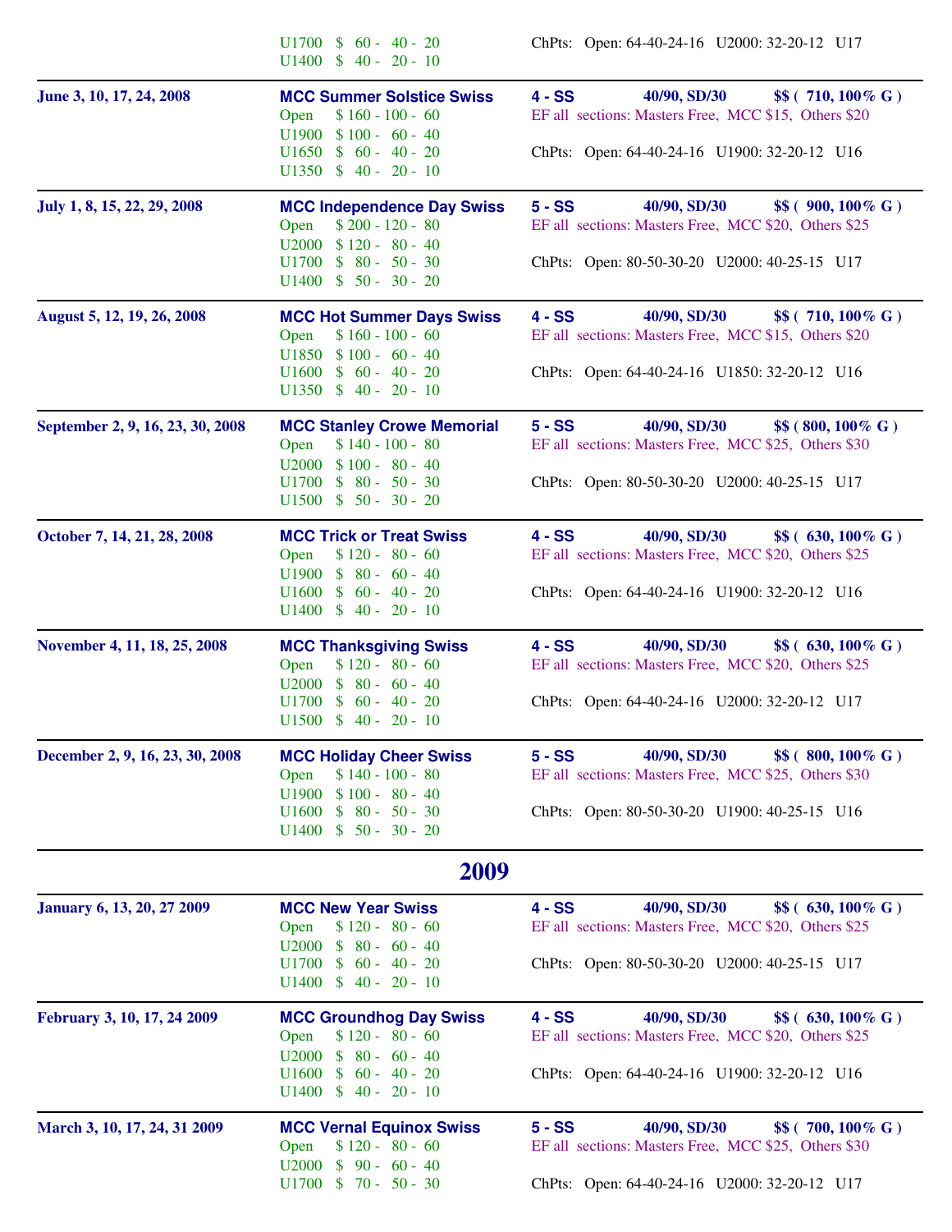| Dates | Event / Prizes | Details |
|---|---|---|
| | U1700 $ 60 - 40 - 20<br>U1400 $ 40 - 20 - 10 | ChPts: Open: 64-40-24-16 U2000: 32-20-12 U17 |
| June 3, 10, 17, 24, 2008 | **MCC Summer Solstice Swiss**<br>Open $ 160 - 100 - 60<br>U1900 $ 100 - 60 - 40<br>U1650 $ 60 - 40 - 20<br>U1350 $ 40 - 20 - 10 | **4 - SS 40/90, SD/30 $$ ( 710, 100% G )**<br>EF all sections: Masters Free, MCC $15, Others $20<br>ChPts: Open: 64-40-24-16 U1900: 32-20-12 U16 |
| July 1, 8, 15, 22, 29, 2008 | **MCC Independence Day Swiss**<br>Open $ 200 - 120 - 80<br>U2000 $ 120 - 80 - 40<br>U1700 $ 80 - 50 - 30<br>U1400 $ 50 - 30 - 20 | **5 - SS 40/90, SD/30 $$ ( 900, 100% G )**<br>EF all sections: Masters Free, MCC $20, Others $25<br>ChPts: Open: 80-50-30-20 U2000: 40-25-15 U17 |
| August 5, 12, 19, 26, 2008 | **MCC Hot Summer Days Swiss**<br>Open $ 160 - 100 - 60<br>U1850 $ 100 - 60 - 40<br>U1600 $ 60 - 40 - 20<br>U1350 $ 40 - 20 - 10 | **4 - SS 40/90, SD/30 $$ ( 710, 100% G )**<br>EF all sections: Masters Free, MCC $15, Others $20<br>ChPts: Open: 64-40-24-16 U1850: 32-20-12 U16 |
| September 2, 9, 16, 23, 30, 2008 | **MCC Stanley Crowe Memorial**<br>Open $ 140 - 100 - 80<br>U2000 $ 100 - 80 - 40<br>U1700 $ 80 - 50 - 30<br>U1500 $ 50 - 30 - 20 | **5 - SS 40/90, SD/30 $$ ( 800, 100% G )**<br>EF all sections: Masters Free, MCC $25, Others $30<br>ChPts: Open: 80-50-30-20 U2000: 40-25-15 U17 |
| October 7, 14, 21, 28, 2008 | **MCC Trick or Treat Swiss**<br>Open $ 120 - 80 - 60<br>U1900 $ 80 - 60 - 40<br>U1600 $ 60 - 40 - 20<br>U1400 $ 40 - 20 - 10 | **4 - SS 40/90, SD/30 $$ ( 630, 100% G )**<br>EF all sections: Masters Free, MCC $20, Others $25<br>ChPts: Open: 64-40-24-16 U1900: 32-20-12 U16 |
| November 4, 11, 18, 25, 2008 | **MCC Thanksgiving Swiss**<br>Open $ 120 - 80 - 60<br>U2000 $ 80 - 60 - 40<br>U1700 $ 60 - 40 - 20<br>U1500 $ 40 - 20 - 10 | **4 - SS 40/90, SD/30 $$ ( 630, 100% G )**<br>EF all sections: Masters Free, MCC $20, Others $25<br>ChPts: Open: 64-40-24-16 U2000: 32-20-12 U17 |
| December 2, 9, 16, 23, 30, 2008 | **MCC Holiday Cheer Swiss**<br>Open $ 140 - 100 - 80<br>U1900 $ 100 - 80 - 40<br>U1600 $ 80 - 50 - 30<br>U1400 $ 50 - 30 - 20 | **5 - SS 40/90, SD/30 $$ ( 800, 100% G )**<br>EF all sections: Masters Free, MCC $25, Others $30<br>ChPts: Open: 80-50-30-20 U1900: 40-25-15 U16 |

## 2009

| Dates | Event / Prizes | Details |
|---|---|---|
| January 6, 13, 20, 27 2009 | **MCC New Year Swiss**<br>Open $ 120 - 80 - 60<br>U2000 $ 80 - 60 - 40<br>U1700 $ 60 - 40 - 20<br>U1400 $ 40 - 20 - 10 | **4 - SS 40/90, SD/30 $$ ( 630, 100% G )**<br>EF all sections: Masters Free, MCC $20, Others $25<br>ChPts: Open: 80-50-30-20 U2000: 40-25-15 U17 |
| February 3, 10, 17, 24 2009 | **MCC Groundhog Day Swiss**<br>Open $ 120 - 80 - 60<br>U2000 $ 80 - 60 - 40<br>U1600 $ 60 - 40 - 20<br>U1400 $ 40 - 20 - 10 | **4 - SS 40/90, SD/30 $$ ( 630, 100% G )**<br>EF all sections: Masters Free, MCC $20, Others $25<br>ChPts: Open: 64-40-24-16 U1900: 32-20-12 U16 |
| March 3, 10, 17, 24, 31 2009 | **MCC Vernal Equinox Swiss**<br>Open $ 120 - 80 - 60<br>U2000 $ 90 - 60 - 40<br>U1700 $ 70 - 50 - 30 | **5 - SS 40/90, SD/30 $$ ( 700, 100% G )**<br>EF all sections: Masters Free, MCC $25, Others $30<br>ChPts: Open: 64-40-24-16 U2000: 32-20-12 U17 |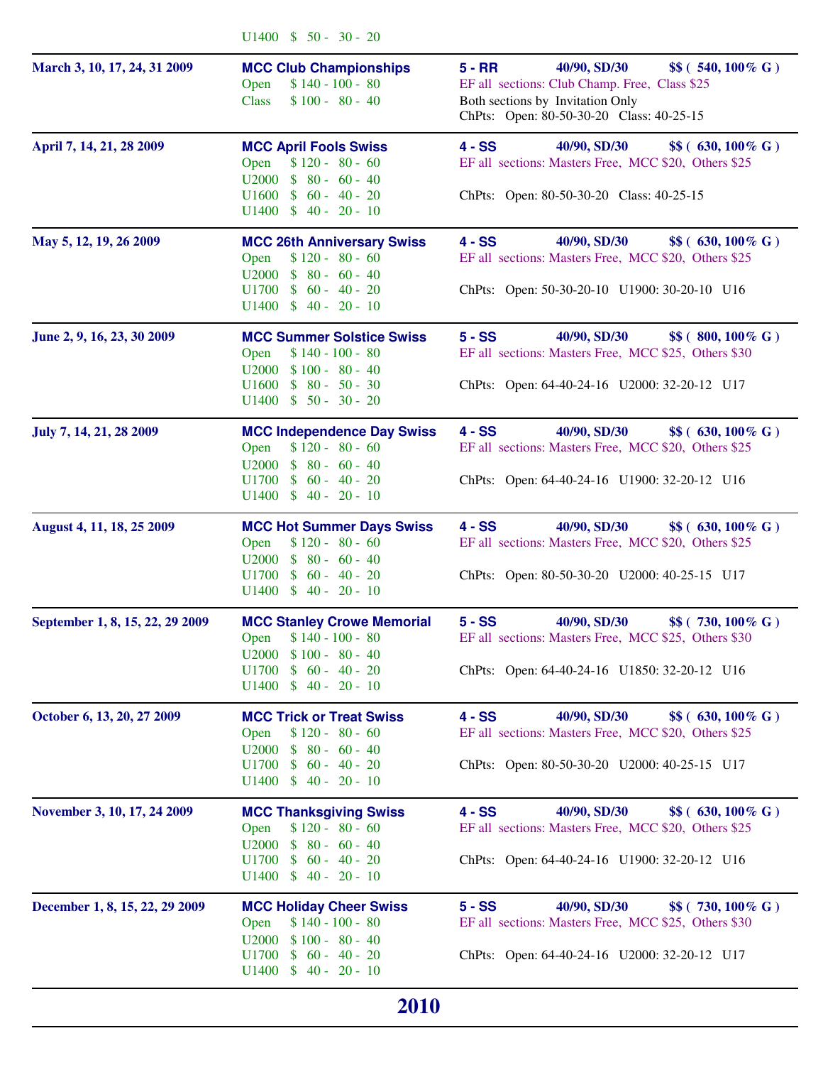U1400 $ 50 - 30 - 20

| Dates | Tournament / Prizes | Details |
|---|---|---|
| **March 3, 10, 17, 24, 31 2009** | **MCC Club Championships**<br>Open $ 140 - 100 - 80<br>Class $ 100 - 80 - 40 | **5 - RR** **40/90, SD/30** **$$ ( 540, 100% G )**<br>EF all sections: Club Champ. Free, Class $25<br>Both sections by Invitation Only<br>ChPts: Open: 80-50-30-20 Class: 40-25-15 |
| **April 7, 14, 21, 28 2009** | **MCC April Fools Swiss**<br>Open $ 120 - 80 - 60<br>U2000 $ 80 - 60 - 40<br>U1600 $ 60 - 40 - 20<br>U1400 $ 40 - 20 - 10 | **4 - SS** **40/90, SD/30** **$$ ( 630, 100% G )**<br>EF all sections: Masters Free, MCC $20, Others $25<br>ChPts: Open: 80-50-30-20 Class: 40-25-15 |
| **May 5, 12, 19, 26 2009** | **MCC 26th Anniversary Swiss**<br>Open $ 120 - 80 - 60<br>U2000 $ 80 - 60 - 40<br>U1700 $ 60 - 40 - 20<br>U1400 $ 40 - 20 - 10 | **4 - SS** **40/90, SD/30** **$$ ( 630, 100% G )**<br>EF all sections: Masters Free, MCC $20, Others $25<br>ChPts: Open: 50-30-20-10 U1900: 30-20-10 U16 |
| **June 2, 9, 16, 23, 30 2009** | **MCC Summer Solstice Swiss**<br>Open $ 140 - 100 - 80<br>U2000 $ 100 - 80 - 40<br>U1600 $ 80 - 50 - 30<br>U1400 $ 50 - 30 - 20 | **5 - SS** **40/90, SD/30** **$$ ( 800, 100% G )**<br>EF all sections: Masters Free, MCC $25, Others $30<br>ChPts: Open: 64-40-24-16 U2000: 32-20-12 U17 |
| **July 7, 14, 21, 28 2009** | **MCC Independence Day Swiss**<br>Open $ 120 - 80 - 60<br>U2000 $ 80 - 60 - 40<br>U1700 $ 60 - 40 - 20<br>U1400 $ 40 - 20 - 10 | **4 - SS** **40/90, SD/30** **$$ ( 630, 100% G )**<br>EF all sections: Masters Free, MCC $20, Others $25<br>ChPts: Open: 64-40-24-16 U1900: 32-20-12 U16 |
| **August 4, 11, 18, 25 2009** | **MCC Hot Summer Days Swiss**<br>Open $ 120 - 80 - 60<br>U2000 $ 80 - 60 - 40<br>U1700 $ 60 - 40 - 20<br>U1400 $ 40 - 20 - 10 | **4 - SS** **40/90, SD/30** **$$ ( 630, 100% G )**<br>EF all sections: Masters Free, MCC $20, Others $25<br>ChPts: Open: 80-50-30-20 U2000: 40-25-15 U17 |
| **September 1, 8, 15, 22, 29 2009** | **MCC Stanley Crowe Memorial**<br>Open $ 140 - 100 - 80<br>U2000 $ 100 - 80 - 40<br>U1700 $ 60 - 40 - 20<br>U1400 $ 40 - 20 - 10 | **5 - SS** **40/90, SD/30** **$$ ( 730, 100% G )**<br>EF all sections: Masters Free, MCC $25, Others $30<br>ChPts: Open: 64-40-24-16 U1850: 32-20-12 U16 |
| **October 6, 13, 20, 27 2009** | **MCC Trick or Treat Swiss**<br>Open $ 120 - 80 - 60<br>U2000 $ 80 - 60 - 40<br>U1700 $ 60 - 40 - 20<br>U1400 $ 40 - 20 - 10 | **4 - SS** **40/90, SD/30** **$$ ( 630, 100% G )**<br>EF all sections: Masters Free, MCC $20, Others $25<br>ChPts: Open: 80-50-30-20 U2000: 40-25-15 U17 |
| **November 3, 10, 17, 24 2009** | **MCC Thanksgiving Swiss**<br>Open $ 120 - 80 - 60<br>U2000 $ 80 - 60 - 40<br>U1700 $ 60 - 40 - 20<br>U1400 $ 40 - 20 - 10 | **4 - SS** **40/90, SD/30** **$$ ( 630, 100% G )**<br>EF all sections: Masters Free, MCC $20, Others $25<br>ChPts: Open: 64-40-24-16 U1900: 32-20-12 U16 |
| **December 1, 8, 15, 22, 29 2009** | **MCC Holiday Cheer Swiss**<br>Open $ 140 - 100 - 80<br>U2000 $ 100 - 80 - 40<br>U1700 $ 60 - 40 - 20<br>U1400 $ 40 - 20 - 10 | **5 - SS** **40/90, SD/30** **$$ ( 730, 100% G )**<br>EF all sections: Masters Free, MCC $25, Others $30<br>ChPts: Open: 64-40-24-16 U2000: 32-20-12 U17 |

## 2010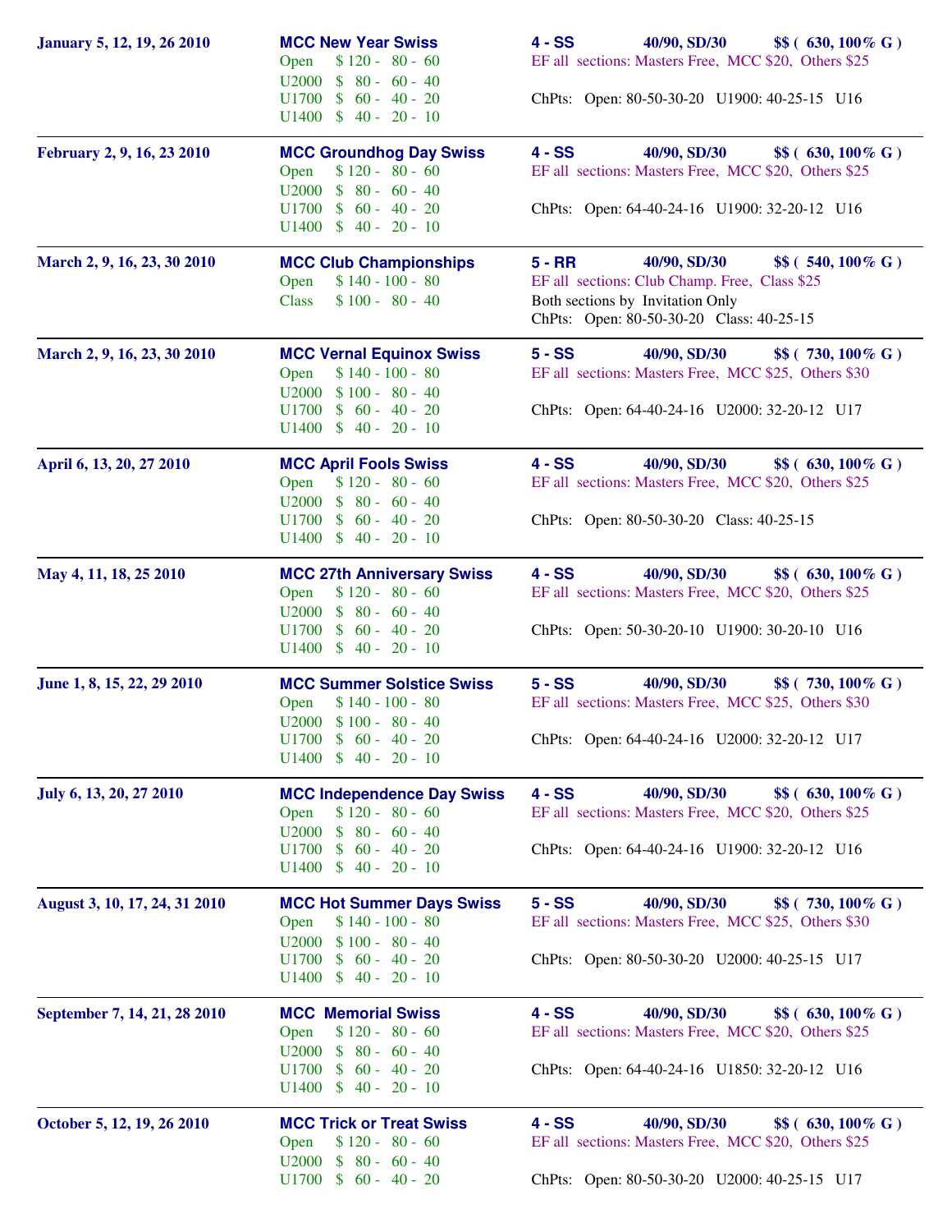| Dates | Tournament | Details |
| --- | --- | --- |
| **January 5, 12, 19, 26 2010** | **MCC New Year Swiss**<br>Open $ 120 - 80 - 60<br>U2000 $ 80 - 60 - 40<br>U1700 $ 60 - 40 - 20<br>U1400 $ 40 - 20 - 10 | **4 - SS** **40/90, SD/30** **$$ ( 630, 100% G )**<br>EF all sections: Masters Free, MCC $20, Others $25<br><br>ChPts: Open: 80-50-30-20 U1900: 40-25-15 U16 |
| **February 2, 9, 16, 23 2010** | **MCC Groundhog Day Swiss**<br>Open $ 120 - 80 - 60<br>U2000 $ 80 - 60 - 40<br>U1700 $ 60 - 40 - 20<br>U1400 $ 40 - 20 - 10 | **4 - SS** **40/90, SD/30** **$$ ( 630, 100% G )**<br>EF all sections: Masters Free, MCC $20, Others $25<br><br>ChPts: Open: 64-40-24-16 U1900: 32-20-12 U16 |
| **March 2, 9, 16, 23, 30 2010** | **MCC Club Championships**<br>Open $ 140 - 100 - 80<br>Class $ 100 - 80 - 40 | **5 - RR** **40/90, SD/30** **$$ ( 540, 100% G )**<br>EF all sections: Club Champ. Free, Class $25<br>Both sections by Invitation Only<br>ChPts: Open: 80-50-30-20 Class: 40-25-15 |
| **March 2, 9, 16, 23, 30 2010** | **MCC Vernal Equinox Swiss**<br>Open $ 140 - 100 - 80<br>U2000 $ 100 - 80 - 40<br>U1700 $ 60 - 40 - 20<br>U1400 $ 40 - 20 - 10 | **5 - SS** **40/90, SD/30** **$$ ( 730, 100% G )**<br>EF all sections: Masters Free, MCC $25, Others $30<br><br>ChPts: Open: 64-40-24-16 U2000: 32-20-12 U17 |
| **April 6, 13, 20, 27 2010** | **MCC April Fools Swiss**<br>Open $ 120 - 80 - 60<br>U2000 $ 80 - 60 - 40<br>U1700 $ 60 - 40 - 20<br>U1400 $ 40 - 20 - 10 | **4 - SS** **40/90, SD/30** **$$ ( 630, 100% G )**<br>EF all sections: Masters Free, MCC $20, Others $25<br><br>ChPts: Open: 80-50-30-20 Class: 40-25-15 |
| **May 4, 11, 18, 25 2010** | **MCC 27th Anniversary Swiss**<br>Open $ 120 - 80 - 60<br>U2000 $ 80 - 60 - 40<br>U1700 $ 60 - 40 - 20<br>U1400 $ 40 - 20 - 10 | **4 - SS** **40/90, SD/30** **$$ ( 630, 100% G )**<br>EF all sections: Masters Free, MCC $20, Others $25<br><br>ChPts: Open: 50-30-20-10 U1900: 30-20-10 U16 |
| **June 1, 8, 15, 22, 29 2010** | **MCC Summer Solstice Swiss**<br>Open $ 140 - 100 - 80<br>U2000 $ 100 - 80 - 40<br>U1700 $ 60 - 40 - 20<br>U1400 $ 40 - 20 - 10 | **5 - SS** **40/90, SD/30** **$$ ( 730, 100% G )**<br>EF all sections: Masters Free, MCC $25, Others $30<br><br>ChPts: Open: 64-40-24-16 U2000: 32-20-12 U17 |
| **July 6, 13, 20, 27 2010** | **MCC Independence Day Swiss**<br>Open $ 120 - 80 - 60<br>U2000 $ 80 - 60 - 40<br>U1700 $ 60 - 40 - 20<br>U1400 $ 40 - 20 - 10 | **4 - SS** **40/90, SD/30** **$$ ( 630, 100% G )**<br>EF all sections: Masters Free, MCC $20, Others $25<br><br>ChPts: Open: 64-40-24-16 U1900: 32-20-12 U16 |
| **August 3, 10, 17, 24, 31 2010** | **MCC Hot Summer Days Swiss**<br>Open $ 140 - 100 - 80<br>U2000 $ 100 - 80 - 40<br>U1700 $ 60 - 40 - 20<br>U1400 $ 40 - 20 - 10 | **5 - SS** **40/90, SD/30** **$$ ( 730, 100% G )**<br>EF all sections: Masters Free, MCC $25, Others $30<br><br>ChPts: Open: 80-50-30-20 U2000: 40-25-15 U17 |
| **September 7, 14, 21, 28 2010** | **MCC Memorial Swiss**<br>Open $ 120 - 80 - 60<br>U2000 $ 80 - 60 - 40<br>U1700 $ 60 - 40 - 20<br>U1400 $ 40 - 20 - 10 | **4 - SS** **40/90, SD/30** **$$ ( 630, 100% G )**<br>EF all sections: Masters Free, MCC $20, Others $25<br><br>ChPts: Open: 64-40-24-16 U1850: 32-20-12 U16 |
| **October 5, 12, 19, 26 2010** | **MCC Trick or Treat Swiss**<br>Open $ 120 - 80 - 60<br>U2000 $ 80 - 60 - 40<br>U1700 $ 60 - 40 - 20 | **4 - SS** **40/90, SD/30** **$$ ( 630, 100% G )**<br>EF all sections: Masters Free, MCC $20, Others $25<br><br>ChPts: Open: 80-50-30-20 U2000: 40-25-15 U17 |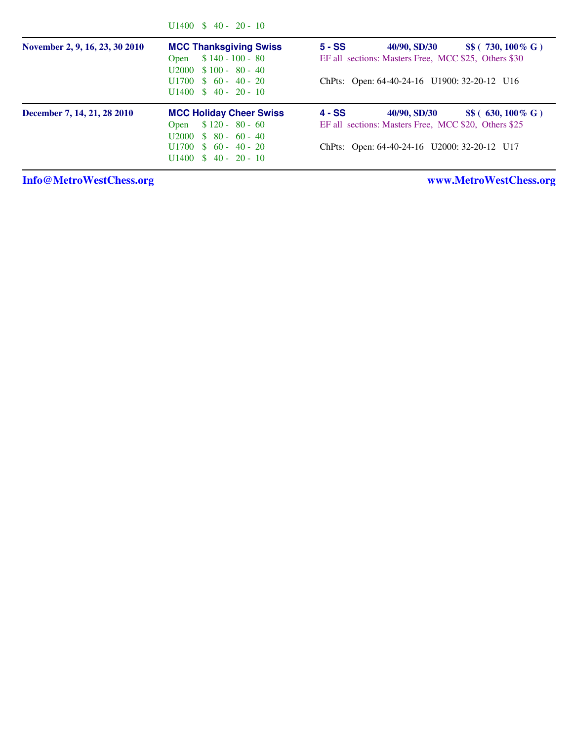| | | |
|---|---|---|
| | U1400 $ 40 - 20 - 10 | |
| **November 2, 9, 16, 23, 30 2010** | **MCC Thanksgiving Swiss**<br>Open $ 140 - 100 - 80<br>U2000 $ 100 - 80 - 40<br>U1700 $ 60 - 40 - 20<br>U1400 $ 40 - 20 - 10 | **5 - SS** **40/90, SD/30** **$$ ( 730, 100% G )**<br>EF all sections: Masters Free, MCC $25, Others $30<br><br>ChPts: Open: 64-40-24-16 U1900: 32-20-12 U16 |
| **December 7, 14, 21, 28 2010** | **MCC Holiday Cheer Swiss**<br>Open $ 120 - 80 - 60<br>U2000 $ 80 - 60 - 40<br>U1700 $ 60 - 40 - 20<br>U1400 $ 40 - 20 - 10 | **4 - SS** **40/90, SD/30** **$$ ( 630, 100% G )**<br>EF all sections: Masters Free, MCC $20, Others $25<br><br>ChPts: Open: 64-40-24-16 U2000: 32-20-12 U17 |

**Info@MetroWestChess.org** **www.MetroWestChess.org**